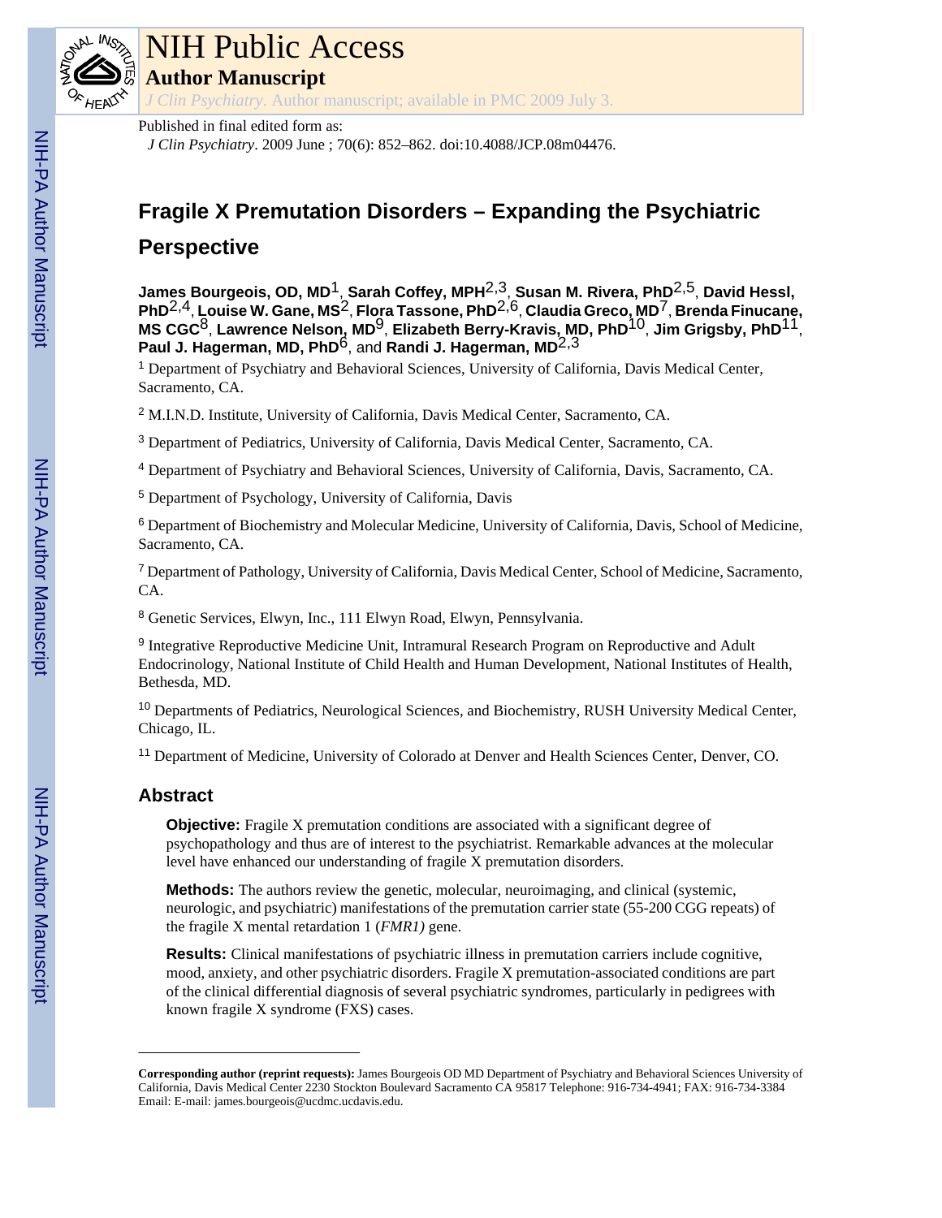# NIH Public Access

## Author Manuscript

*J Clin Psychiatry*. Author manuscript; available in PMC 2009 July 3.

Published in final edited form as:

*J Clin Psychiatry*. 2009 June ; 70(6): 852–862. doi:10.4088/JCP.08m04476.

# Fragile X Premutation Disorders – Expanding the Psychiatric Perspective

**James Bourgeois, OD, MD**[1], **Sarah Coffey, MPH**[2,3], **Susan M. Rivera, PhD**[2,5], **David Hessl, PhD**[2,4], **Louise W. Gane, MS**[2], **Flora Tassone, PhD**[2,6], **Claudia Greco, MD**[7], **Brenda Finucane, MS CGC**[8], **Lawrence Nelson, MD**[9], **Elizabeth Berry-Kravis, MD, PhD**[10], **Jim Grigsby, PhD**[11], **Paul J. Hagerman, MD, PhD**[6], and **Randi J. Hagerman, MD**[2,3]

[1] Department of Psychiatry and Behavioral Sciences, University of California, Davis Medical Center, Sacramento, CA.

[2] M.I.N.D. Institute, University of California, Davis Medical Center, Sacramento, CA.

[3] Department of Pediatrics, University of California, Davis Medical Center, Sacramento, CA.

[4] Department of Psychiatry and Behavioral Sciences, University of California, Davis, Sacramento, CA.

[5] Department of Psychology, University of California, Davis

[6] Department of Biochemistry and Molecular Medicine, University of California, Davis, School of Medicine, Sacramento, CA.

[7] Department of Pathology, University of California, Davis Medical Center, School of Medicine, Sacramento, CA.

[8] Genetic Services, Elwyn, Inc., 111 Elwyn Road, Elwyn, Pennsylvania.

[9] Integrative Reproductive Medicine Unit, Intramural Research Program on Reproductive and Adult Endocrinology, National Institute of Child Health and Human Development, National Institutes of Health, Bethesda, MD.

[10] Departments of Pediatrics, Neurological Sciences, and Biochemistry, RUSH University Medical Center, Chicago, IL.

[11] Department of Medicine, University of Colorado at Denver and Health Sciences Center, Denver, CO.

## Abstract

**Objective:** Fragile X premutation conditions are associated with a significant degree of psychopathology and thus are of interest to the psychiatrist. Remarkable advances at the molecular level have enhanced our understanding of fragile X premutation disorders.

**Methods:** The authors review the genetic, molecular, neuroimaging, and clinical (systemic, neurologic, and psychiatric) manifestations of the premutation carrier state (55-200 CGG repeats) of the fragile X mental retardation 1 (*FMR1)* gene.

**Results:** Clinical manifestations of psychiatric illness in premutation carriers include cognitive, mood, anxiety, and other psychiatric disorders. Fragile X premutation-associated conditions are part of the clinical differential diagnosis of several psychiatric syndromes, particularly in pedigrees with known fragile X syndrome (FXS) cases.

**Corresponding author (reprint requests):** James Bourgeois OD MD Department of Psychiatry and Behavioral Sciences University of California, Davis Medical Center 2230 Stockton Boulevard Sacramento CA 95817 Telephone: 916-734-4941; FAX: 916-734-3384 Email: E-mail: james.bourgeois@ucdmc.ucdavis.edu.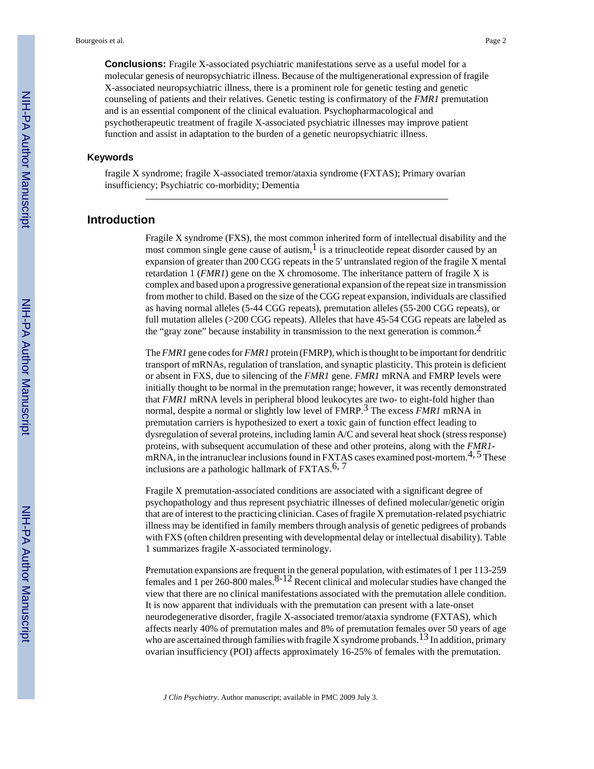**Conclusions:** Fragile X-associated psychiatric manifestations serve as a useful model for a molecular genesis of neuropsychiatric illness. Because of the multigenerational expression of fragile X-associated neuropsychiatric illness, there is a prominent role for genetic testing and genetic counseling of patients and their relatives. Genetic testing is confirmatory of the *FMR1* premutation and is an essential component of the clinical evaluation. Psychopharmacological and psychotherapeutic treatment of fragile X-associated psychiatric illnesses may improve patient function and assist in adaptation to the burden of a genetic neuropsychiatric illness.

### Keywords

fragile X syndrome; fragile X-associated tremor/ataxia syndrome (FXTAS); Primary ovarian insufficiency; Psychiatric co-morbidity; Dementia

## Introduction

Fragile X syndrome (FXS), the most common inherited form of intellectual disability and the most common single gene cause of autism,[1] is a trinucleotide repeat disorder caused by an expansion of greater than 200 CGG repeats in the 5′ untranslated region of the fragile X mental retardation 1 (*FMR1*) gene on the X chromosome. The inheritance pattern of fragile X is complex and based upon a progressive generational expansion of the repeat size in transmission from mother to child. Based on the size of the CGG repeat expansion, individuals are classified as having normal alleles (5-44 CGG repeats), premutation alleles (55-200 CGG repeats), or full mutation alleles (>200 CGG repeats). Alleles that have 45-54 CGG repeats are labeled as the "gray zone" because instability in transmission to the next generation is common.[2]

The *FMR1* gene codes for *FMR1* protein (FMRP), which is thought to be important for dendritic transport of mRNAs, regulation of translation, and synaptic plasticity. This protein is deficient or absent in FXS, due to silencing of the *FMR1* gene. *FMR1* mRNA and FMRP levels were initially thought to be normal in the premutation range; however, it was recently demonstrated that *FMR1* mRNA levels in peripheral blood leukocytes are two- to eight-fold higher than normal, despite a normal or slightly low level of FMRP.[3] The excess *FMR1* mRNA in premutation carriers is hypothesized to exert a toxic gain of function effect leading to dysregulation of several proteins, including lamin A/C and several heat shock (stress response) proteins, with subsequent accumulation of these and other proteins, along with the *FMR1*-mRNA, in the intranuclear inclusions found in FXTAS cases examined post-mortem.[4, 5] These inclusions are a pathologic hallmark of FXTAS.[6, 7]

Fragile X premutation-associated conditions are associated with a significant degree of psychopathology and thus represent psychiatric illnesses of defined molecular/genetic origin that are of interest to the practicing clinician. Cases of fragile X premutation-related psychiatric illness may be identified in family members through analysis of genetic pedigrees of probands with FXS (often children presenting with developmental delay or intellectual disability). Table 1 summarizes fragile X-associated terminology.

Premutation expansions are frequent in the general population, with estimates of 1 per 113-259 females and 1 per 260-800 males.[8-12] Recent clinical and molecular studies have changed the view that there are no clinical manifestations associated with the premutation allele condition. It is now apparent that individuals with the premutation can present with a late-onset neurodegenerative disorder, fragile X-associated tremor/ataxia syndrome (FXTAS), which affects nearly 40% of premutation males and 8% of premutation females over 50 years of age who are ascertained through families with fragile X syndrome probands.[13] In addition, primary ovarian insufficiency (POI) affects approximately 16-25% of females with the premutation.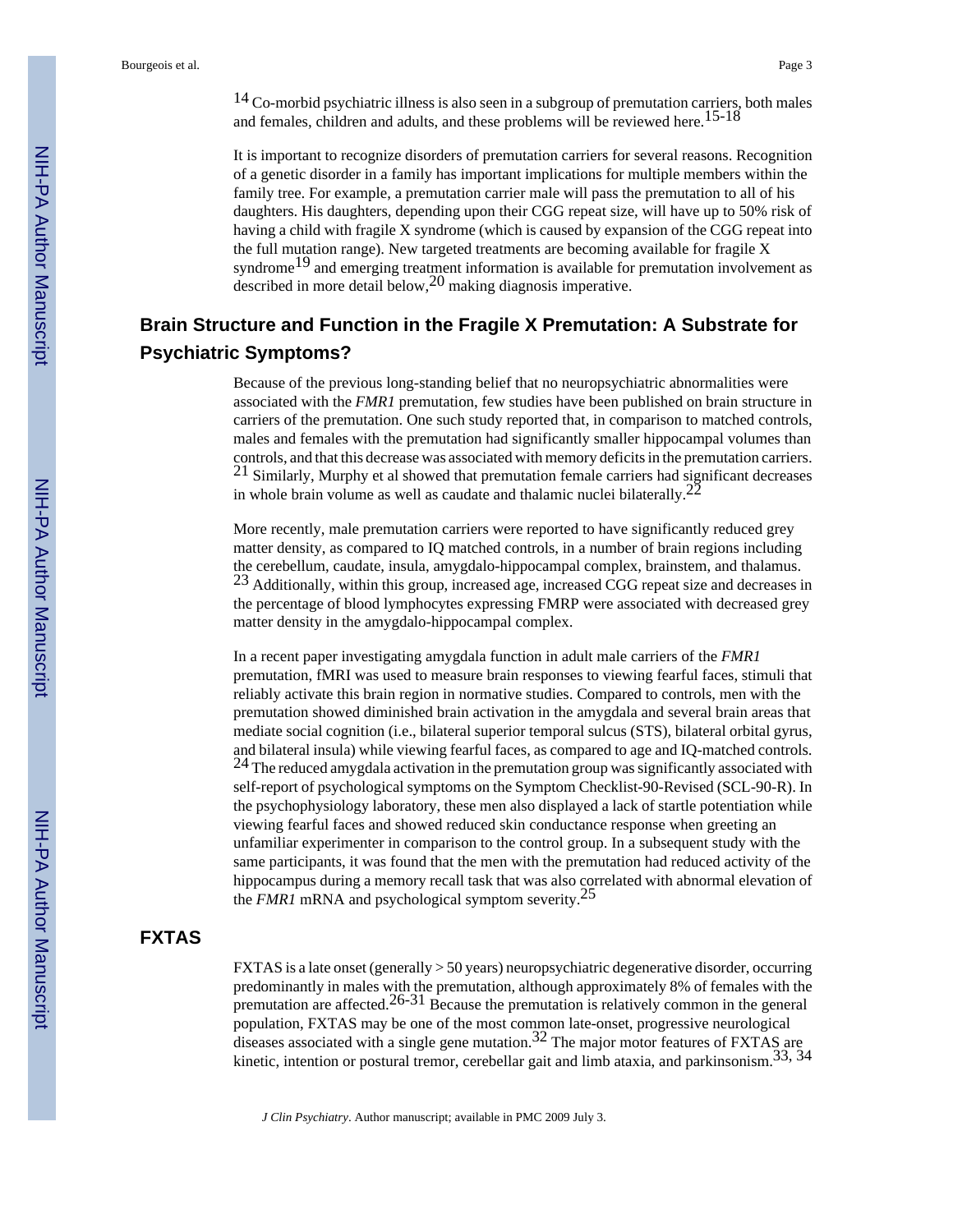[14] Co-morbid psychiatric illness is also seen in a subgroup of premutation carriers, both males and females, children and adults, and these problems will be reviewed here.[15-18]

It is important to recognize disorders of premutation carriers for several reasons. Recognition of a genetic disorder in a family has important implications for multiple members within the family tree. For example, a premutation carrier male will pass the premutation to all of his daughters. His daughters, depending upon their CGG repeat size, will have up to 50% risk of having a child with fragile X syndrome (which is caused by expansion of the CGG repeat into the full mutation range). New targeted treatments are becoming available for fragile X syndrome[19] and emerging treatment information is available for premutation involvement as described in more detail below,[20] making diagnosis imperative.

## Brain Structure and Function in the Fragile X Premutation: A Substrate for Psychiatric Symptoms?

Because of the previous long-standing belief that no neuropsychiatric abnormalities were associated with the *FMR1* premutation, few studies have been published on brain structure in carriers of the premutation. One such study reported that, in comparison to matched controls, males and females with the premutation had significantly smaller hippocampal volumes than controls, and that this decrease was associated with memory deficits in the premutation carriers.[21] Similarly, Murphy et al showed that premutation female carriers had significant decreases in whole brain volume as well as caudate and thalamic nuclei bilaterally.[22]

More recently, male premutation carriers were reported to have significantly reduced grey matter density, as compared to IQ matched controls, in a number of brain regions including the cerebellum, caudate, insula, amygdalo-hippocampal complex, brainstem, and thalamus.[23] Additionally, within this group, increased age, increased CGG repeat size and decreases in the percentage of blood lymphocytes expressing FMRP were associated with decreased grey matter density in the amygdalo-hippocampal complex.

In a recent paper investigating amygdala function in adult male carriers of the *FMR1* premutation, fMRI was used to measure brain responses to viewing fearful faces, stimuli that reliably activate this brain region in normative studies. Compared to controls, men with the premutation showed diminished brain activation in the amygdala and several brain areas that mediate social cognition (i.e., bilateral superior temporal sulcus (STS), bilateral orbital gyrus, and bilateral insula) while viewing fearful faces, as compared to age and IQ-matched controls.[24] The reduced amygdala activation in the premutation group was significantly associated with self-report of psychological symptoms on the Symptom Checklist-90-Revised (SCL-90-R). In the psychophysiology laboratory, these men also displayed a lack of startle potentiation while viewing fearful faces and showed reduced skin conductance response when greeting an unfamiliar experimenter in comparison to the control group. In a subsequent study with the same participants, it was found that the men with the premutation had reduced activity of the hippocampus during a memory recall task that was also correlated with abnormal elevation of the *FMR1* mRNA and psychological symptom severity.[25]

## FXTAS

FXTAS is a late onset (generally > 50 years) neuropsychiatric degenerative disorder, occurring predominantly in males with the premutation, although approximately 8% of females with the premutation are affected.[26-31] Because the premutation is relatively common in the general population, FXTAS may be one of the most common late-onset, progressive neurological diseases associated with a single gene mutation.[32] The major motor features of FXTAS are kinetic, intention or postural tremor, cerebellar gait and limb ataxia, and parkinsonism.[33, 34]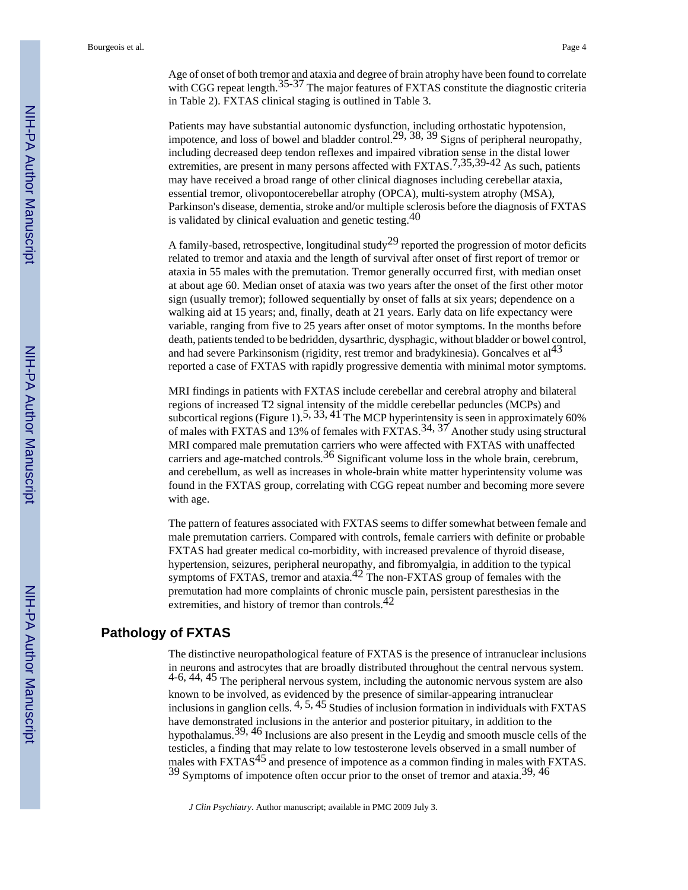Age of onset of both tremor and ataxia and degree of brain atrophy have been found to correlate with CGG repeat length.[35-37] The major features of FXTAS constitute the diagnostic criteria in Table 2). FXTAS clinical staging is outlined in Table 3.

Patients may have substantial autonomic dysfunction, including orthostatic hypotension, impotence, and loss of bowel and bladder control.[29, 38, 39] Signs of peripheral neuropathy, including decreased deep tendon reflexes and impaired vibration sense in the distal lower extremities, are present in many persons affected with FXTAS.[7,35,39-42] As such, patients may have received a broad range of other clinical diagnoses including cerebellar ataxia, essential tremor, olivopontocerebellar atrophy (OPCA), multi-system atrophy (MSA), Parkinson's disease, dementia, stroke and/or multiple sclerosis before the diagnosis of FXTAS is validated by clinical evaluation and genetic testing.[40]

A family-based, retrospective, longitudinal study[29] reported the progression of motor deficits related to tremor and ataxia and the length of survival after onset of first report of tremor or ataxia in 55 males with the premutation. Tremor generally occurred first, with median onset at about age 60. Median onset of ataxia was two years after the onset of the first other motor sign (usually tremor); followed sequentially by onset of falls at six years; dependence on a walking aid at 15 years; and, finally, death at 21 years. Early data on life expectancy were variable, ranging from five to 25 years after onset of motor symptoms. In the months before death, patients tended to be bedridden, dysarthric, dysphagic, without bladder or bowel control, and had severe Parkinsonism (rigidity, rest tremor and bradykinesia). Goncalves et al[43] reported a case of FXTAS with rapidly progressive dementia with minimal motor symptoms.

MRI findings in patients with FXTAS include cerebellar and cerebral atrophy and bilateral regions of increased T2 signal intensity of the middle cerebellar peduncles (MCPs) and subcortical regions (Figure 1).[5, 33, 41] The MCP hyperintensity is seen in approximately 60% of males with FXTAS and 13% of females with FXTAS.[34, 37] Another study using structural MRI compared male premutation carriers who were affected with FXTAS with unaffected carriers and age-matched controls.[36] Significant volume loss in the whole brain, cerebrum, and cerebellum, as well as increases in whole-brain white matter hyperintensity volume was found in the FXTAS group, correlating with CGG repeat number and becoming more severe with age.

The pattern of features associated with FXTAS seems to differ somewhat between female and male premutation carriers. Compared with controls, female carriers with definite or probable FXTAS had greater medical co-morbidity, with increased prevalence of thyroid disease, hypertension, seizures, peripheral neuropathy, and fibromyalgia, in addition to the typical symptoms of FXTAS, tremor and ataxia.[42] The non-FXTAS group of females with the premutation had more complaints of chronic muscle pain, persistent paresthesias in the extremities, and history of tremor than controls.[42]

## Pathology of FXTAS

The distinctive neuropathological feature of FXTAS is the presence of intranuclear inclusions in neurons and astrocytes that are broadly distributed throughout the central nervous system.[4-6, 44, 45] The peripheral nervous system, including the autonomic nervous system are also known to be involved, as evidenced by the presence of similar-appearing intranuclear inclusions in ganglion cells.[4, 5, 45] Studies of inclusion formation in individuals with FXTAS have demonstrated inclusions in the anterior and posterior pituitary, in addition to the hypothalamus.[39, 46] Inclusions are also present in the Leydig and smooth muscle cells of the testicles, a finding that may relate to low testosterone levels observed in a small number of males with FXTAS[45] and presence of impotence as a common finding in males with FXTAS.[39] Symptoms of impotence often occur prior to the onset of tremor and ataxia.[39, 46]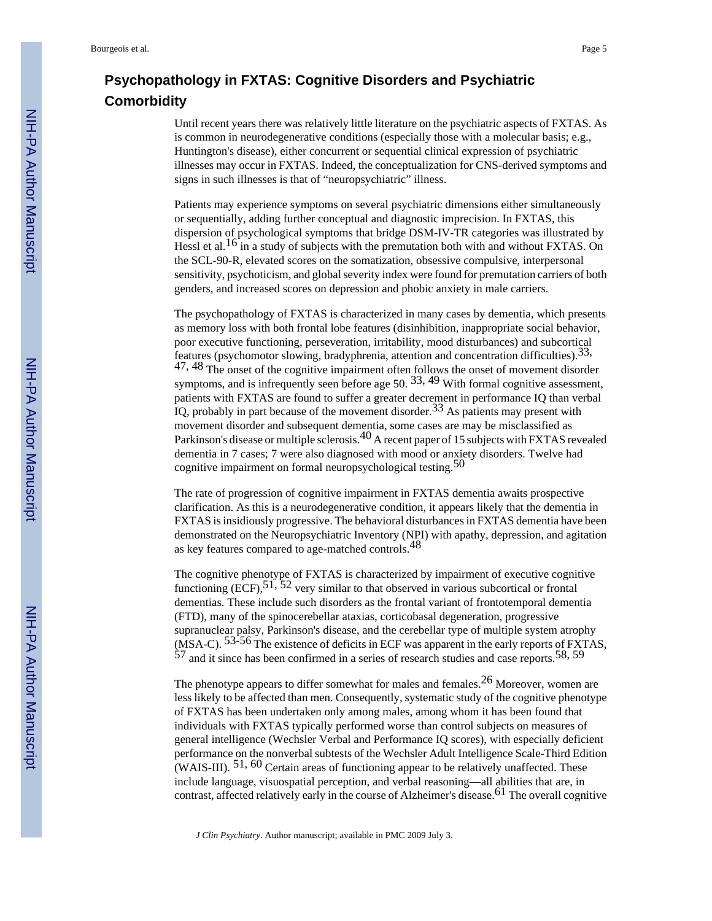## Psychopathology in FXTAS: Cognitive Disorders and Psychiatric Comorbidity

Until recent years there was relatively little literature on the psychiatric aspects of FXTAS. As is common in neurodegenerative conditions (especially those with a molecular basis; e.g., Huntington's disease), either concurrent or sequential clinical expression of psychiatric illnesses may occur in FXTAS. Indeed, the conceptualization for CNS-derived symptoms and signs in such illnesses is that of "neuropsychiatric" illness.

Patients may experience symptoms on several psychiatric dimensions either simultaneously or sequentially, adding further conceptual and diagnostic imprecision. In FXTAS, this dispersion of psychological symptoms that bridge DSM-IV-TR categories was illustrated by Hessl et al.[16] in a study of subjects with the premutation both with and without FXTAS. On the SCL-90-R, elevated scores on the somatization, obsessive compulsive, interpersonal sensitivity, psychoticism, and global severity index were found for premutation carriers of both genders, and increased scores on depression and phobic anxiety in male carriers.

The psychopathology of FXTAS is characterized in many cases by dementia, which presents as memory loss with both frontal lobe features (disinhibition, inappropriate social behavior, poor executive functioning, perseveration, irritability, mood disturbances) and subcortical features (psychomotor slowing, bradyphrenia, attention and concentration difficulties).[33, 47, 48] The onset of the cognitive impairment often follows the onset of movement disorder symptoms, and is infrequently seen before age 50. [33, 49] With formal cognitive assessment, patients with FXTAS are found to suffer a greater decrement in performance IQ than verbal IQ, probably in part because of the movement disorder.[33] As patients may present with movement disorder and subsequent dementia, some cases are may be misclassified as Parkinson's disease or multiple sclerosis.[40] A recent paper of 15 subjects with FXTAS revealed dementia in 7 cases; 7 were also diagnosed with mood or anxiety disorders. Twelve had cognitive impairment on formal neuropsychological testing.[50]

The rate of progression of cognitive impairment in FXTAS dementia awaits prospective clarification. As this is a neurodegenerative condition, it appears likely that the dementia in FXTAS is insidiously progressive. The behavioral disturbances in FXTAS dementia have been demonstrated on the Neuropsychiatric Inventory (NPI) with apathy, depression, and agitation as key features compared to age-matched controls.[48]

The cognitive phenotype of FXTAS is characterized by impairment of executive cognitive functioning (ECF),[51, 52] very similar to that observed in various subcortical or frontal dementias. These include such disorders as the frontal variant of frontotemporal dementia (FTD), many of the spinocerebellar ataxias, corticobasal degeneration, progressive supranuclear palsy, Parkinson's disease, and the cerebellar type of multiple system atrophy (MSA-C). [53-56] The existence of deficits in ECF was apparent in the early reports of FXTAS, [57] and it since has been confirmed in a series of research studies and case reports.[58, 59]

The phenotype appears to differ somewhat for males and females.[26] Moreover, women are less likely to be affected than men. Consequently, systematic study of the cognitive phenotype of FXTAS has been undertaken only among males, among whom it has been found that individuals with FXTAS typically performed worse than control subjects on measures of general intelligence (Wechsler Verbal and Performance IQ scores), with especially deficient performance on the nonverbal subtests of the Wechsler Adult Intelligence Scale-Third Edition (WAIS-III). [51, 60] Certain areas of functioning appear to be relatively unaffected. These include language, visuospatial perception, and verbal reasoning—all abilities that are, in contrast, affected relatively early in the course of Alzheimer's disease.[61] The overall cognitive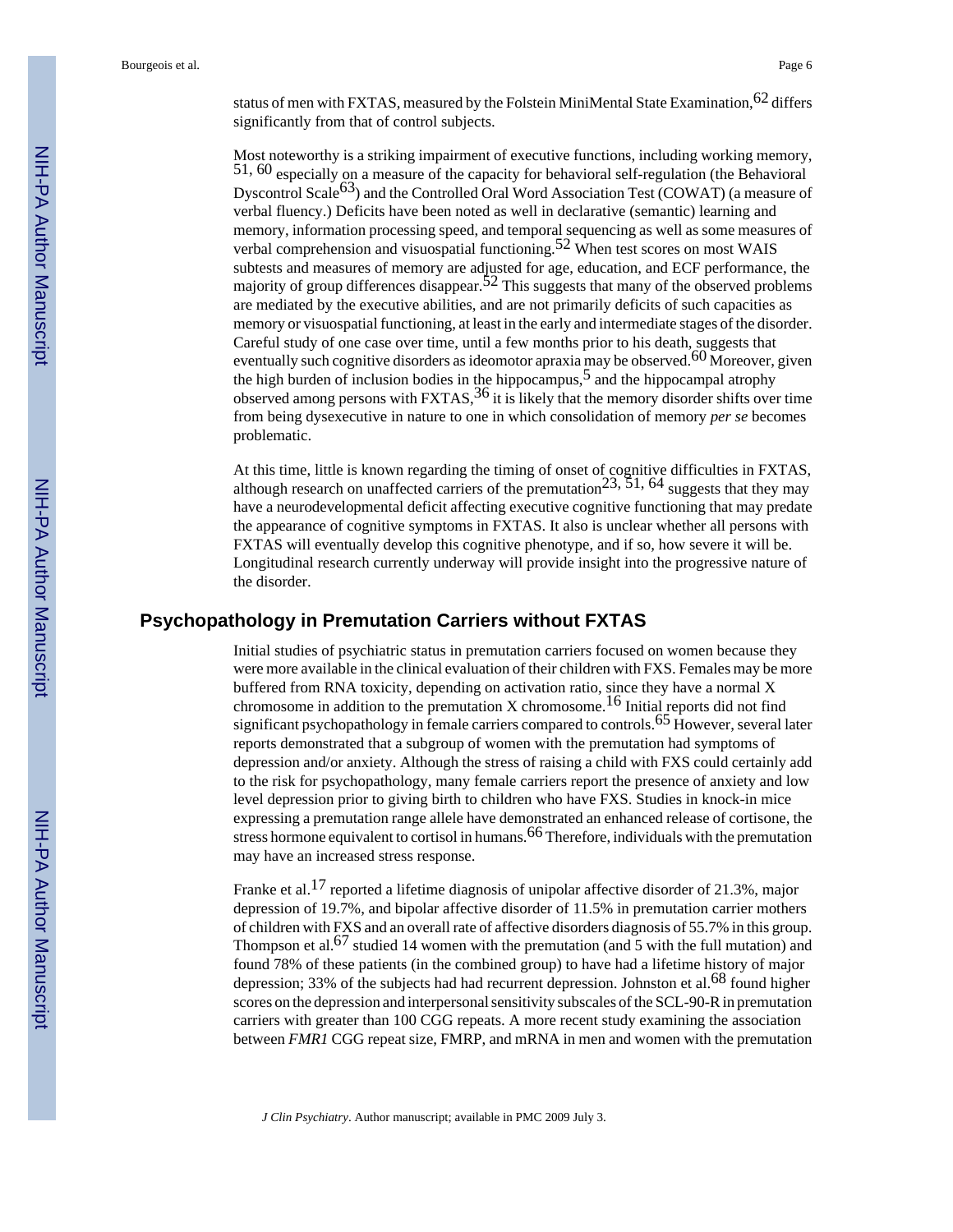status of men with FXTAS, measured by the Folstein MiniMental State Examination,[62] differs significantly from that of control subjects.

Most noteworthy is a striking impairment of executive functions, including working memory,[51, 60] especially on a measure of the capacity for behavioral self-regulation (the Behavioral Dyscontrol Scale[63]) and the Controlled Oral Word Association Test (COWAT) (a measure of verbal fluency.) Deficits have been noted as well in declarative (semantic) learning and memory, information processing speed, and temporal sequencing as well as some measures of verbal comprehension and visuospatial functioning.[52] When test scores on most WAIS subtests and measures of memory are adjusted for age, education, and ECF performance, the majority of group differences disappear.[52] This suggests that many of the observed problems are mediated by the executive abilities, and are not primarily deficits of such capacities as memory or visuospatial functioning, at least in the early and intermediate stages of the disorder. Careful study of one case over time, until a few months prior to his death, suggests that eventually such cognitive disorders as ideomotor apraxia may be observed.[60] Moreover, given the high burden of inclusion bodies in the hippocampus,[5] and the hippocampal atrophy observed among persons with FXTAS,[36] it is likely that the memory disorder shifts over time from being dysexecutive in nature to one in which consolidation of memory *per se* becomes problematic.

At this time, little is known regarding the timing of onset of cognitive difficulties in FXTAS, although research on unaffected carriers of the premutation[23, 51, 64] suggests that they may have a neurodevelopmental deficit affecting executive cognitive functioning that may predate the appearance of cognitive symptoms in FXTAS. It also is unclear whether all persons with FXTAS will eventually develop this cognitive phenotype, and if so, how severe it will be. Longitudinal research currently underway will provide insight into the progressive nature of the disorder.

## Psychopathology in Premutation Carriers without FXTAS

Initial studies of psychiatric status in premutation carriers focused on women because they were more available in the clinical evaluation of their children with FXS. Females may be more buffered from RNA toxicity, depending on activation ratio, since they have a normal X chromosome in addition to the premutation X chromosome.[16] Initial reports did not find significant psychopathology in female carriers compared to controls.[65] However, several later reports demonstrated that a subgroup of women with the premutation had symptoms of depression and/or anxiety. Although the stress of raising a child with FXS could certainly add to the risk for psychopathology, many female carriers report the presence of anxiety and low level depression prior to giving birth to children who have FXS. Studies in knock-in mice expressing a premutation range allele have demonstrated an enhanced release of cortisone, the stress hormone equivalent to cortisol in humans.[66] Therefore, individuals with the premutation may have an increased stress response.

Franke et al.[17] reported a lifetime diagnosis of unipolar affective disorder of 21.3%, major depression of 19.7%, and bipolar affective disorder of 11.5% in premutation carrier mothers of children with FXS and an overall rate of affective disorders diagnosis of 55.7% in this group. Thompson et al.[67] studied 14 women with the premutation (and 5 with the full mutation) and found 78% of these patients (in the combined group) to have had a lifetime history of major depression; 33% of the subjects had had recurrent depression. Johnston et al.[68] found higher scores on the depression and interpersonal sensitivity subscales of the SCL-90-R in premutation carriers with greater than 100 CGG repeats. A more recent study examining the association between *FMR1* CGG repeat size, FMRP, and mRNA in men and women with the premutation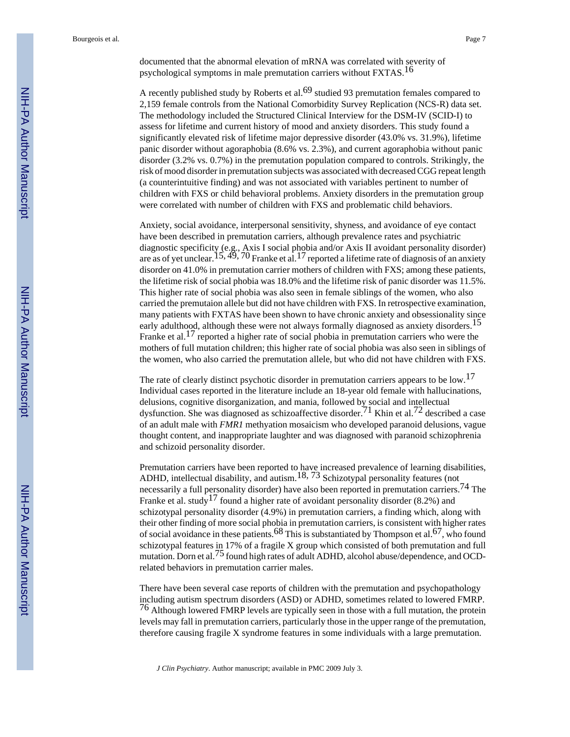documented that the abnormal elevation of mRNA was correlated with severity of psychological symptoms in male premutation carriers without FXTAS.[16]

A recently published study by Roberts et al.[69] studied 93 premutation females compared to 2,159 female controls from the National Comorbidity Survey Replication (NCS-R) data set. The methodology included the Structured Clinical Interview for the DSM-IV (SCID-I) to assess for lifetime and current history of mood and anxiety disorders. This study found a significantly elevated risk of lifetime major depressive disorder (43.0% vs. 31.9%), lifetime panic disorder without agoraphobia (8.6% vs. 2.3%), and current agoraphobia without panic disorder (3.2% vs. 0.7%) in the premutation population compared to controls. Strikingly, the risk of mood disorder in premutation subjects was associated with decreased CGG repeat length (a counterintuitive finding) and was not associated with variables pertinent to number of children with FXS or child behavioral problems. Anxiety disorders in the premutation group were correlated with number of children with FXS and problematic child behaviors.

Anxiety, social avoidance, interpersonal sensitivity, shyness, and avoidance of eye contact have been described in premutation carriers, although prevalence rates and psychiatric diagnostic specificity (e.g., Axis I social phobia and/or Axis II avoidant personality disorder) are as of yet unclear.[15, 49, 70] Franke et al.[17] reported a lifetime rate of diagnosis of an anxiety disorder on 41.0% in premutation carrier mothers of children with FXS; among these patients, the lifetime risk of social phobia was 18.0% and the lifetime risk of panic disorder was 11.5%. This higher rate of social phobia was also seen in female siblings of the women, who also carried the premutaion allele but did not have children with FXS. In retrospective examination, many patients with FXTAS have been shown to have chronic anxiety and obsessionality since early adulthood, although these were not always formally diagnosed as anxiety disorders.[15] Franke et al.[17] reported a higher rate of social phobia in premutation carriers who were the mothers of full mutation children; this higher rate of social phobia was also seen in siblings of the women, who also carried the premutation allele, but who did not have children with FXS.

The rate of clearly distinct psychotic disorder in premutation carriers appears to be low.[17] Individual cases reported in the literature include an 18-year old female with hallucinations, delusions, cognitive disorganization, and mania, followed by social and intellectual dysfunction. She was diagnosed as schizoaffective disorder.[71] Khin et al.[72] described a case of an adult male with *FMR1* methyation mosaicism who developed paranoid delusions, vague thought content, and inappropriate laughter and was diagnosed with paranoid schizophrenia and schizoid personality disorder.

Premutation carriers have been reported to have increased prevalence of learning disabilities, ADHD, intellectual disability, and autism.[18, 73] Schizotypal personality features (not necessarily a full personality disorder) have also been reported in premutation carriers.[74] The Franke et al. study[17] found a higher rate of avoidant personality disorder (8.2%) and schizotypal personality disorder (4.9%) in premutation carriers, a finding which, along with their other finding of more social phobia in premutation carriers, is consistent with higher rates of social avoidance in these patients.[68] This is substantiated by Thompson et al.[67], who found schizotypal features in 17% of a fragile X group which consisted of both premutation and full mutation. Dorn et al.[75] found high rates of adult ADHD, alcohol abuse/dependence, and OCD-related behaviors in premutation carrier males.

There have been several case reports of children with the premutation and psychopathology including autism spectrum disorders (ASD) or ADHD, sometimes related to lowered FMRP.[76] Although lowered FMRP levels are typically seen in those with a full mutation, the protein levels may fall in premutation carriers, particularly those in the upper range of the premutation, therefore causing fragile X syndrome features in some individuals with a large premutation.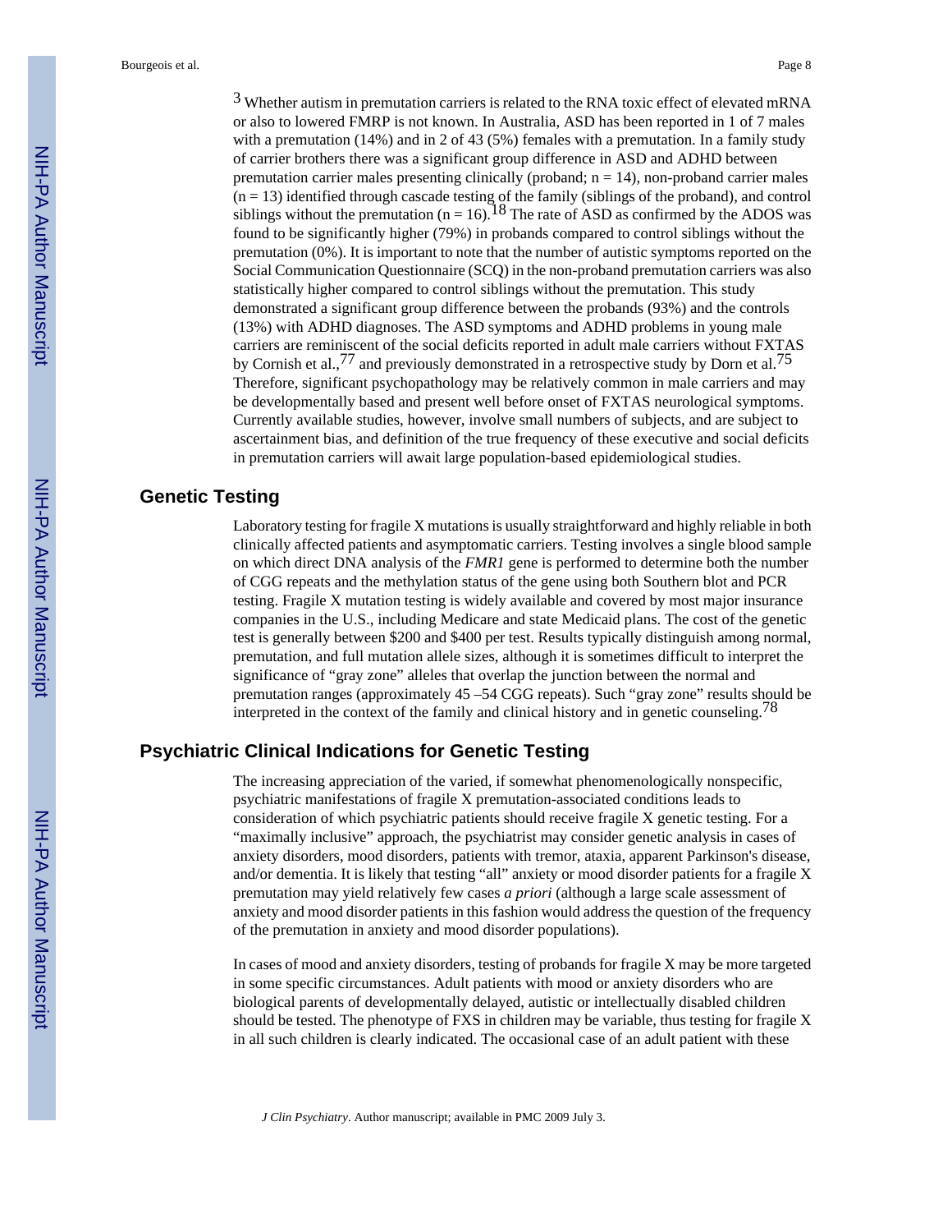[3] Whether autism in premutation carriers is related to the RNA toxic effect of elevated mRNA or also to lowered FMRP is not known. In Australia, ASD has been reported in 1 of 7 males with a premutation (14%) and in 2 of 43 (5%) females with a premutation. In a family study of carrier brothers there was a significant group difference in ASD and ADHD between premutation carrier males presenting clinically (proband; n = 14), non-proband carrier males (n = 13) identified through cascade testing of the family (siblings of the proband), and control siblings without the premutation (n = 16).[18] The rate of ASD as confirmed by the ADOS was found to be significantly higher (79%) in probands compared to control siblings without the premutation (0%). It is important to note that the number of autistic symptoms reported on the Social Communication Questionnaire (SCQ) in the non-proband premutation carriers was also statistically higher compared to control siblings without the premutation. This study demonstrated a significant group difference between the probands (93%) and the controls (13%) with ADHD diagnoses. The ASD symptoms and ADHD problems in young male carriers are reminiscent of the social deficits reported in adult male carriers without FXTAS by Cornish et al.,[77] and previously demonstrated in a retrospective study by Dorn et al.[75] Therefore, significant psychopathology may be relatively common in male carriers and may be developmentally based and present well before onset of FXTAS neurological symptoms. Currently available studies, however, involve small numbers of subjects, and are subject to ascertainment bias, and definition of the true frequency of these executive and social deficits in premutation carriers will await large population-based epidemiological studies.

## Genetic Testing

Laboratory testing for fragile X mutations is usually straightforward and highly reliable in both clinically affected patients and asymptomatic carriers. Testing involves a single blood sample on which direct DNA analysis of the *FMR1* gene is performed to determine both the number of CGG repeats and the methylation status of the gene using both Southern blot and PCR testing. Fragile X mutation testing is widely available and covered by most major insurance companies in the U.S., including Medicare and state Medicaid plans. The cost of the genetic test is generally between $200 and $400 per test. Results typically distinguish among normal, premutation, and full mutation allele sizes, although it is sometimes difficult to interpret the significance of "gray zone" alleles that overlap the junction between the normal and premutation ranges (approximately 45 –54 CGG repeats). Such "gray zone" results should be interpreted in the context of the family and clinical history and in genetic counseling.[78]

## Psychiatric Clinical Indications for Genetic Testing

The increasing appreciation of the varied, if somewhat phenomenologically nonspecific, psychiatric manifestations of fragile X premutation-associated conditions leads to consideration of which psychiatric patients should receive fragile X genetic testing. For a "maximally inclusive" approach, the psychiatrist may consider genetic analysis in cases of anxiety disorders, mood disorders, patients with tremor, ataxia, apparent Parkinson's disease, and/or dementia. It is likely that testing "all" anxiety or mood disorder patients for a fragile X premutation may yield relatively few cases *a priori* (although a large scale assessment of anxiety and mood disorder patients in this fashion would address the question of the frequency of the premutation in anxiety and mood disorder populations).

In cases of mood and anxiety disorders, testing of probands for fragile X may be more targeted in some specific circumstances. Adult patients with mood or anxiety disorders who are biological parents of developmentally delayed, autistic or intellectually disabled children should be tested. The phenotype of FXS in children may be variable, thus testing for fragile X in all such children is clearly indicated. The occasional case of an adult patient with these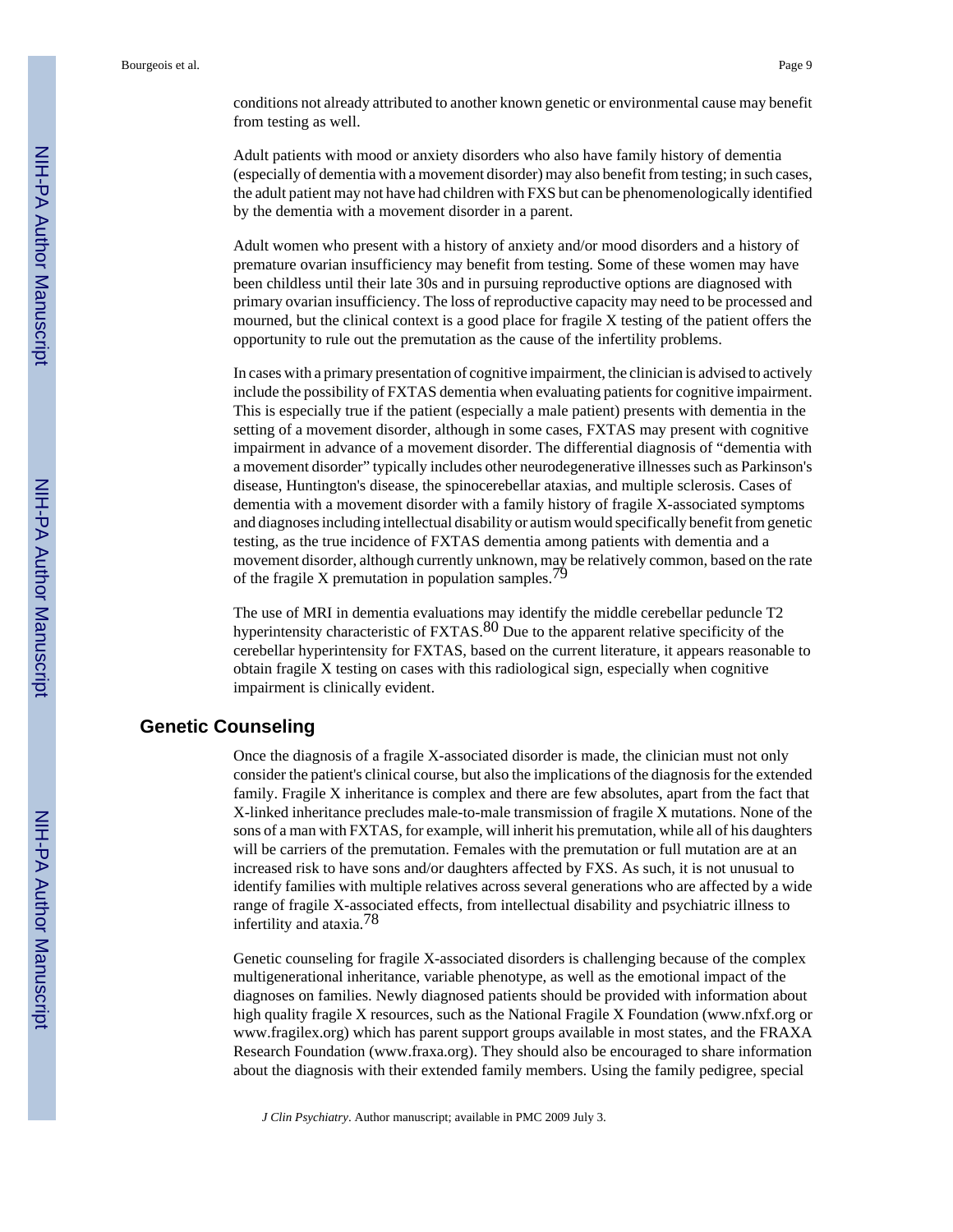conditions not already attributed to another known genetic or environmental cause may benefit from testing as well.

Adult patients with mood or anxiety disorders who also have family history of dementia (especially of dementia with a movement disorder) may also benefit from testing; in such cases, the adult patient may not have had children with FXS but can be phenomenologically identified by the dementia with a movement disorder in a parent.

Adult women who present with a history of anxiety and/or mood disorders and a history of premature ovarian insufficiency may benefit from testing. Some of these women may have been childless until their late 30s and in pursuing reproductive options are diagnosed with primary ovarian insufficiency. The loss of reproductive capacity may need to be processed and mourned, but the clinical context is a good place for fragile X testing of the patient offers the opportunity to rule out the premutation as the cause of the infertility problems.

In cases with a primary presentation of cognitive impairment, the clinician is advised to actively include the possibility of FXTAS dementia when evaluating patients for cognitive impairment. This is especially true if the patient (especially a male patient) presents with dementia in the setting of a movement disorder, although in some cases, FXTAS may present with cognitive impairment in advance of a movement disorder. The differential diagnosis of "dementia with a movement disorder" typically includes other neurodegenerative illnesses such as Parkinson's disease, Huntington's disease, the spinocerebellar ataxias, and multiple sclerosis. Cases of dementia with a movement disorder with a family history of fragile X-associated symptoms and diagnoses including intellectual disability or autism would specifically benefit from genetic testing, as the true incidence of FXTAS dementia among patients with dementia and a movement disorder, although currently unknown, may be relatively common, based on the rate of the fragile X premutation in population samples.[79]

The use of MRI in dementia evaluations may identify the middle cerebellar peduncle T2 hyperintensity characteristic of FXTAS.[80] Due to the apparent relative specificity of the cerebellar hyperintensity for FXTAS, based on the current literature, it appears reasonable to obtain fragile X testing on cases with this radiological sign, especially when cognitive impairment is clinically evident.

## Genetic Counseling

Once the diagnosis of a fragile X-associated disorder is made, the clinician must not only consider the patient's clinical course, but also the implications of the diagnosis for the extended family. Fragile X inheritance is complex and there are few absolutes, apart from the fact that X-linked inheritance precludes male-to-male transmission of fragile X mutations. None of the sons of a man with FXTAS, for example, will inherit his premutation, while all of his daughters will be carriers of the premutation. Females with the premutation or full mutation are at an increased risk to have sons and/or daughters affected by FXS. As such, it is not unusual to identify families with multiple relatives across several generations who are affected by a wide range of fragile X-associated effects, from intellectual disability and psychiatric illness to infertility and ataxia.[78]

Genetic counseling for fragile X-associated disorders is challenging because of the complex multigenerational inheritance, variable phenotype, as well as the emotional impact of the diagnoses on families. Newly diagnosed patients should be provided with information about high quality fragile X resources, such as the National Fragile X Foundation (www.nfxf.org or www.fragilex.org) which has parent support groups available in most states, and the FRAXA Research Foundation (www.fraxa.org). They should also be encouraged to share information about the diagnosis with their extended family members. Using the family pedigree, special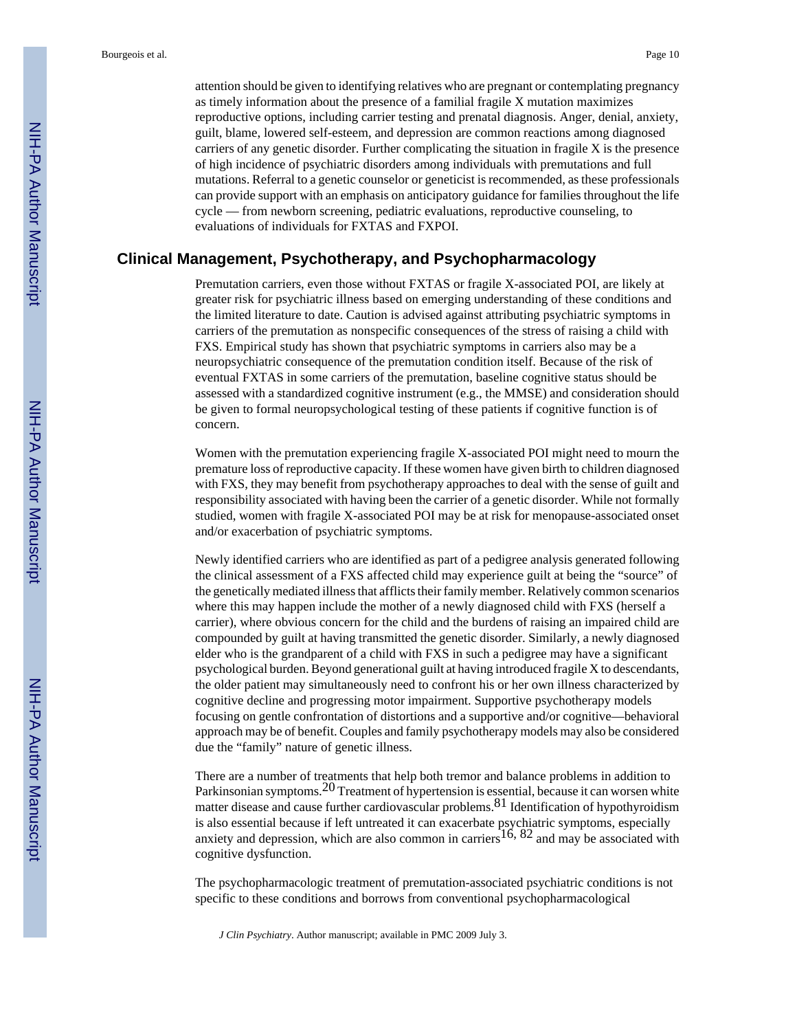attention should be given to identifying relatives who are pregnant or contemplating pregnancy as timely information about the presence of a familial fragile X mutation maximizes reproductive options, including carrier testing and prenatal diagnosis. Anger, denial, anxiety, guilt, blame, lowered self-esteem, and depression are common reactions among diagnosed carriers of any genetic disorder. Further complicating the situation in fragile X is the presence of high incidence of psychiatric disorders among individuals with premutations and full mutations. Referral to a genetic counselor or geneticist is recommended, as these professionals can provide support with an emphasis on anticipatory guidance for families throughout the life cycle — from newborn screening, pediatric evaluations, reproductive counseling, to evaluations of individuals for FXTAS and FXPOI.

## Clinical Management, Psychotherapy, and Psychopharmacology

Premutation carriers, even those without FXTAS or fragile X-associated POI, are likely at greater risk for psychiatric illness based on emerging understanding of these conditions and the limited literature to date. Caution is advised against attributing psychiatric symptoms in carriers of the premutation as nonspecific consequences of the stress of raising a child with FXS. Empirical study has shown that psychiatric symptoms in carriers also may be a neuropsychiatric consequence of the premutation condition itself. Because of the risk of eventual FXTAS in some carriers of the premutation, baseline cognitive status should be assessed with a standardized cognitive instrument (e.g., the MMSE) and consideration should be given to formal neuropsychological testing of these patients if cognitive function is of concern.

Women with the premutation experiencing fragile X-associated POI might need to mourn the premature loss of reproductive capacity. If these women have given birth to children diagnosed with FXS, they may benefit from psychotherapy approaches to deal with the sense of guilt and responsibility associated with having been the carrier of a genetic disorder. While not formally studied, women with fragile X-associated POI may be at risk for menopause-associated onset and/or exacerbation of psychiatric symptoms.

Newly identified carriers who are identified as part of a pedigree analysis generated following the clinical assessment of a FXS affected child may experience guilt at being the "source" of the genetically mediated illness that afflicts their family member. Relatively common scenarios where this may happen include the mother of a newly diagnosed child with FXS (herself a carrier), where obvious concern for the child and the burdens of raising an impaired child are compounded by guilt at having transmitted the genetic disorder. Similarly, a newly diagnosed elder who is the grandparent of a child with FXS in such a pedigree may have a significant psychological burden. Beyond generational guilt at having introduced fragile X to descendants, the older patient may simultaneously need to confront his or her own illness characterized by cognitive decline and progressing motor impairment. Supportive psychotherapy models focusing on gentle confrontation of distortions and a supportive and/or cognitive—behavioral approach may be of benefit. Couples and family psychotherapy models may also be considered due the "family" nature of genetic illness.

There are a number of treatments that help both tremor and balance problems in addition to Parkinsonian symptoms.[20] Treatment of hypertension is essential, because it can worsen white matter disease and cause further cardiovascular problems.[81] Identification of hypothyroidism is also essential because if left untreated it can exacerbate psychiatric symptoms, especially anxiety and depression, which are also common in carriers[16, 82] and may be associated with cognitive dysfunction.

The psychopharmacologic treatment of premutation-associated psychiatric conditions is not specific to these conditions and borrows from conventional psychopharmacological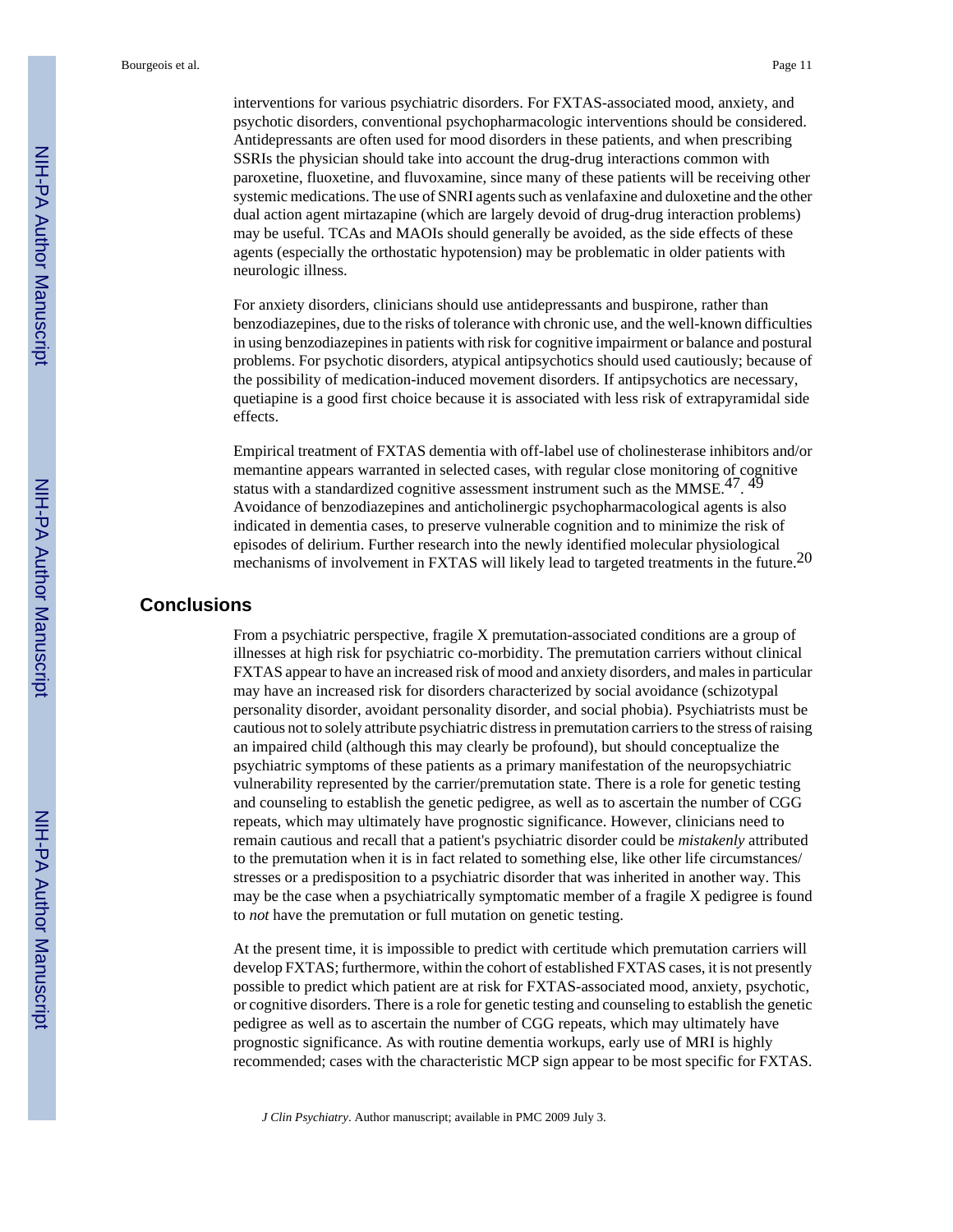interventions for various psychiatric disorders. For FXTAS-associated mood, anxiety, and psychotic disorders, conventional psychopharmacologic interventions should be considered. Antidepressants are often used for mood disorders in these patients, and when prescribing SSRIs the physician should take into account the drug-drug interactions common with paroxetine, fluoxetine, and fluvoxamine, since many of these patients will be receiving other systemic medications. The use of SNRI agents such as venlafaxine and duloxetine and the other dual action agent mirtazapine (which are largely devoid of drug-drug interaction problems) may be useful. TCAs and MAOIs should generally be avoided, as the side effects of these agents (especially the orthostatic hypotension) may be problematic in older patients with neurologic illness.

For anxiety disorders, clinicians should use antidepressants and buspirone, rather than benzodiazepines, due to the risks of tolerance with chronic use, and the well-known difficulties in using benzodiazepines in patients with risk for cognitive impairment or balance and postural problems. For psychotic disorders, atypical antipsychotics should used cautiously; because of the possibility of medication-induced movement disorders. If antipsychotics are necessary, quetiapine is a good first choice because it is associated with less risk of extrapyramidal side effects.

Empirical treatment of FXTAS dementia with off-label use of cholinesterase inhibitors and/or memantine appears warranted in selected cases, with regular close monitoring of cognitive status with a standardized cognitive assessment instrument such as the MMSE.[47, 49] Avoidance of benzodiazepines and anticholinergic psychopharmacological agents is also indicated in dementia cases, to preserve vulnerable cognition and to minimize the risk of episodes of delirium. Further research into the newly identified molecular physiological mechanisms of involvement in FXTAS will likely lead to targeted treatments in the future.[20]

## Conclusions

From a psychiatric perspective, fragile X premutation-associated conditions are a group of illnesses at high risk for psychiatric co-morbidity. The premutation carriers without clinical FXTAS appear to have an increased risk of mood and anxiety disorders, and males in particular may have an increased risk for disorders characterized by social avoidance (schizotypal personality disorder, avoidant personality disorder, and social phobia). Psychiatrists must be cautious not to solely attribute psychiatric distress in premutation carriers to the stress of raising an impaired child (although this may clearly be profound), but should conceptualize the psychiatric symptoms of these patients as a primary manifestation of the neuropsychiatric vulnerability represented by the carrier/premutation state. There is a role for genetic testing and counseling to establish the genetic pedigree, as well as to ascertain the number of CGG repeats, which may ultimately have prognostic significance. However, clinicians need to remain cautious and recall that a patient's psychiatric disorder could be *mistakenly* attributed to the premutation when it is in fact related to something else, like other life circumstances/stresses or a predisposition to a psychiatric disorder that was inherited in another way. This may be the case when a psychiatrically symptomatic member of a fragile X pedigree is found to *not* have the premutation or full mutation on genetic testing.

At the present time, it is impossible to predict with certitude which premutation carriers will develop FXTAS; furthermore, within the cohort of established FXTAS cases, it is not presently possible to predict which patient are at risk for FXTAS-associated mood, anxiety, psychotic, or cognitive disorders. There is a role for genetic testing and counseling to establish the genetic pedigree as well as to ascertain the number of CGG repeats, which may ultimately have prognostic significance. As with routine dementia workups, early use of MRI is highly recommended; cases with the characteristic MCP sign appear to be most specific for FXTAS.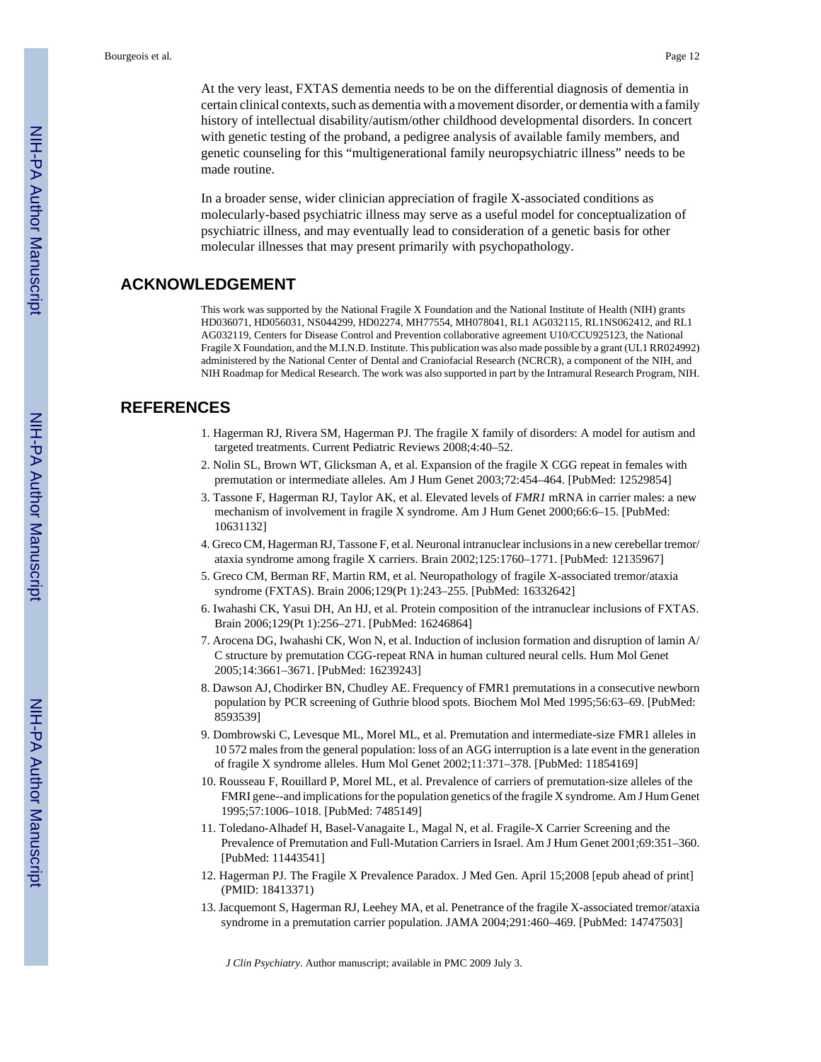At the very least, FXTAS dementia needs to be on the differential diagnosis of dementia in certain clinical contexts, such as dementia with a movement disorder, or dementia with a family history of intellectual disability/autism/other childhood developmental disorders. In concert with genetic testing of the proband, a pedigree analysis of available family members, and genetic counseling for this "multigenerational family neuropsychiatric illness" needs to be made routine.

In a broader sense, wider clinician appreciation of fragile X-associated conditions as molecularly-based psychiatric illness may serve as a useful model for conceptualization of psychiatric illness, and may eventually lead to consideration of a genetic basis for other molecular illnesses that may present primarily with psychopathology.

## ACKNOWLEDGEMENT

This work was supported by the National Fragile X Foundation and the National Institute of Health (NIH) grants HD036071, HD056031, NS044299, HD02274, MH77554, MH078041, RL1 AG032115, RL1NS062412, and RL1 AG032119, Centers for Disease Control and Prevention collaborative agreement U10/CCU925123, the National Fragile X Foundation, and the M.I.N.D. Institute. This publication was also made possible by a grant (UL1 RR024992) administered by the National Center of Dental and Craniofacial Research (NCRCR), a component of the NIH, and NIH Roadmap for Medical Research. The work was also supported in part by the Intramural Research Program, NIH.

## REFERENCES

1. Hagerman RJ, Rivera SM, Hagerman PJ. The fragile X family of disorders: A model for autism and targeted treatments. Current Pediatric Reviews 2008;4:40–52.
2. Nolin SL, Brown WT, Glicksman A, et al. Expansion of the fragile X CGG repeat in females with premutation or intermediate alleles. Am J Hum Genet 2003;72:454–464. [PubMed: 12529854]
3. Tassone F, Hagerman RJ, Taylor AK, et al. Elevated levels of *FMR1* mRNA in carrier males: a new mechanism of involvement in fragile X syndrome. Am J Hum Genet 2000;66:6–15. [PubMed: 10631132]
4. Greco CM, Hagerman RJ, Tassone F, et al. Neuronal intranuclear inclusions in a new cerebellar tremor/ ataxia syndrome among fragile X carriers. Brain 2002;125:1760–1771. [PubMed: 12135967]
5. Greco CM, Berman RF, Martin RM, et al. Neuropathology of fragile X-associated tremor/ataxia syndrome (FXTAS). Brain 2006;129(Pt 1):243–255. [PubMed: 16332642]
6. Iwahashi CK, Yasui DH, An HJ, et al. Protein composition of the intranuclear inclusions of FXTAS. Brain 2006;129(Pt 1):256–271. [PubMed: 16246864]
7. Arocena DG, Iwahashi CK, Won N, et al. Induction of inclusion formation and disruption of lamin A/ C structure by premutation CGG-repeat RNA in human cultured neural cells. Hum Mol Genet 2005;14:3661–3671. [PubMed: 16239243]
8. Dawson AJ, Chodirker BN, Chudley AE. Frequency of FMR1 premutations in a consecutive newborn population by PCR screening of Guthrie blood spots. Biochem Mol Med 1995;56:63–69. [PubMed: 8593539]
9. Dombrowski C, Levesque ML, Morel ML, et al. Premutation and intermediate-size FMR1 alleles in 10 572 males from the general population: loss of an AGG interruption is a late event in the generation of fragile X syndrome alleles. Hum Mol Genet 2002;11:371–378. [PubMed: 11854169]
10. Rousseau F, Rouillard P, Morel ML, et al. Prevalence of carriers of premutation-size alleles of the FMRI gene--and implications for the population genetics of the fragile X syndrome. Am J Hum Genet 1995;57:1006–1018. [PubMed: 7485149]
11. Toledano-Alhadef H, Basel-Vanagaite L, Magal N, et al. Fragile-X Carrier Screening and the Prevalence of Premutation and Full-Mutation Carriers in Israel. Am J Hum Genet 2001;69:351–360. [PubMed: 11443541]
12. Hagerman PJ. The Fragile X Prevalence Paradox. J Med Gen. April 15;2008 [epub ahead of print] (PMID: 18413371)
13. Jacquemont S, Hagerman RJ, Leehey MA, et al. Penetrance of the fragile X-associated tremor/ataxia syndrome in a premutation carrier population. JAMA 2004;291:460–469. [PubMed: 14747503]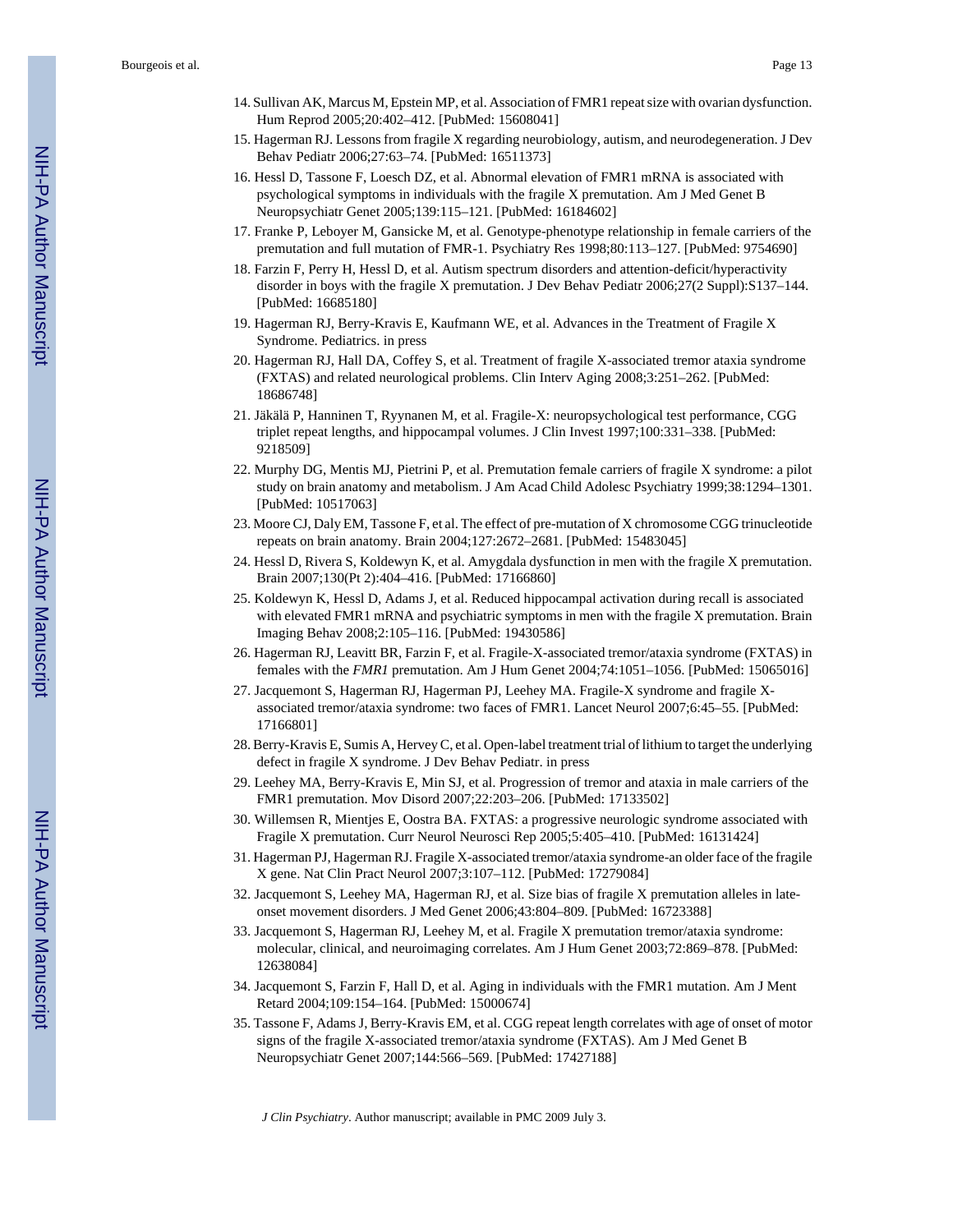14. Sullivan AK, Marcus M, Epstein MP, et al. Association of FMR1 repeat size with ovarian dysfunction. Hum Reprod 2005;20:402–412. [PubMed: 15608041]
15. Hagerman RJ. Lessons from fragile X regarding neurobiology, autism, and neurodegeneration. J Dev Behav Pediatr 2006;27:63–74. [PubMed: 16511373]
16. Hessl D, Tassone F, Loesch DZ, et al. Abnormal elevation of FMR1 mRNA is associated with psychological symptoms in individuals with the fragile X premutation. Am J Med Genet B Neuropsychiatr Genet 2005;139:115–121. [PubMed: 16184602]
17. Franke P, Leboyer M, Gansicke M, et al. Genotype-phenotype relationship in female carriers of the premutation and full mutation of FMR-1. Psychiatry Res 1998;80:113–127. [PubMed: 9754690]
18. Farzin F, Perry H, Hessl D, et al. Autism spectrum disorders and attention-deficit/hyperactivity disorder in boys with the fragile X premutation. J Dev Behav Pediatr 2006;27(2 Suppl):S137–144. [PubMed: 16685180]
19. Hagerman RJ, Berry-Kravis E, Kaufmann WE, et al. Advances in the Treatment of Fragile X Syndrome. Pediatrics. in press
20. Hagerman RJ, Hall DA, Coffey S, et al. Treatment of fragile X-associated tremor ataxia syndrome (FXTAS) and related neurological problems. Clin Interv Aging 2008;3:251–262. [PubMed: 18686748]
21. Jäkälä P, Hanninen T, Ryynanen M, et al. Fragile-X: neuropsychological test performance, CGG triplet repeat lengths, and hippocampal volumes. J Clin Invest 1997;100:331–338. [PubMed: 9218509]
22. Murphy DG, Mentis MJ, Pietrini P, et al. Premutation female carriers of fragile X syndrome: a pilot study on brain anatomy and metabolism. J Am Acad Child Adolesc Psychiatry 1999;38:1294–1301. [PubMed: 10517063]
23. Moore CJ, Daly EM, Tassone F, et al. The effect of pre-mutation of X chromosome CGG trinucleotide repeats on brain anatomy. Brain 2004;127:2672–2681. [PubMed: 15483045]
24. Hessl D, Rivera S, Koldewyn K, et al. Amygdala dysfunction in men with the fragile X premutation. Brain 2007;130(Pt 2):404–416. [PubMed: 17166860]
25. Koldewyn K, Hessl D, Adams J, et al. Reduced hippocampal activation during recall is associated with elevated FMR1 mRNA and psychiatric symptoms in men with the fragile X premutation. Brain Imaging Behav 2008;2:105–116. [PubMed: 19430586]
26. Hagerman RJ, Leavitt BR, Farzin F, et al. Fragile-X-associated tremor/ataxia syndrome (FXTAS) in females with the *FMR1* premutation. Am J Hum Genet 2004;74:1051–1056. [PubMed: 15065016]
27. Jacquemont S, Hagerman RJ, Hagerman PJ, Leehey MA. Fragile-X syndrome and fragile X-associated tremor/ataxia syndrome: two faces of FMR1. Lancet Neurol 2007;6:45–55. [PubMed: 17166801]
28. Berry-Kravis E, Sumis A, Hervey C, et al. Open-label treatment trial of lithium to target the underlying defect in fragile X syndrome. J Dev Behav Pediatr. in press
29. Leehey MA, Berry-Kravis E, Min SJ, et al. Progression of tremor and ataxia in male carriers of the FMR1 premutation. Mov Disord 2007;22:203–206. [PubMed: 17133502]
30. Willemsen R, Mientjes E, Oostra BA. FXTAS: a progressive neurologic syndrome associated with Fragile X premutation. Curr Neurol Neurosci Rep 2005;5:405–410. [PubMed: 16131424]
31. Hagerman PJ, Hagerman RJ. Fragile X-associated tremor/ataxia syndrome-an older face of the fragile X gene. Nat Clin Pract Neurol 2007;3:107–112. [PubMed: 17279084]
32. Jacquemont S, Leehey MA, Hagerman RJ, et al. Size bias of fragile X premutation alleles in late-onset movement disorders. J Med Genet 2006;43:804–809. [PubMed: 16723388]
33. Jacquemont S, Hagerman RJ, Leehey M, et al. Fragile X premutation tremor/ataxia syndrome: molecular, clinical, and neuroimaging correlates. Am J Hum Genet 2003;72:869–878. [PubMed: 12638084]
34. Jacquemont S, Farzin F, Hall D, et al. Aging in individuals with the FMR1 mutation. Am J Ment Retard 2004;109:154–164. [PubMed: 15000674]
35. Tassone F, Adams J, Berry-Kravis EM, et al. CGG repeat length correlates with age of onset of motor signs of the fragile X-associated tremor/ataxia syndrome (FXTAS). Am J Med Genet B Neuropsychiatr Genet 2007;144:566–569. [PubMed: 17427188]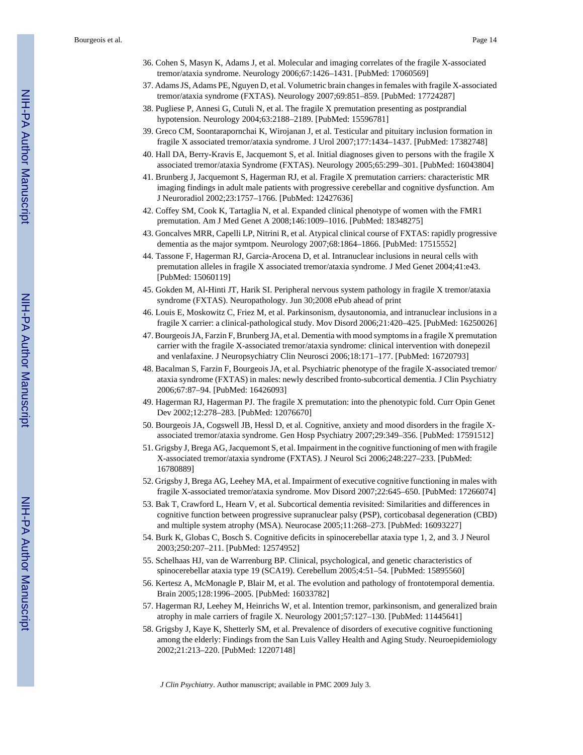36. Cohen S, Masyn K, Adams J, et al. Molecular and imaging correlates of the fragile X-associated tremor/ataxia syndrome. Neurology 2006;67:1426–1431. [PubMed: 17060569]
37. Adams JS, Adams PE, Nguyen D, et al. Volumetric brain changes in females with fragile X-associated tremor/ataxia syndrome (FXTAS). Neurology 2007;69:851–859. [PubMed: 17724287]
38. Pugliese P, Annesi G, Cutuli N, et al. The fragile X premutation presenting as postprandial hypotension. Neurology 2004;63:2188–2189. [PubMed: 15596781]
39. Greco CM, Soontarapornchai K, Wirojanan J, et al. Testicular and pituitary inclusion formation in fragile X associated tremor/ataxia syndrome. J Urol 2007;177:1434–1437. [PubMed: 17382748]
40. Hall DA, Berry-Kravis E, Jacquemont S, et al. Initial diagnoses given to persons with the fragile X associated tremor/ataxia Syndrome (FXTAS). Neurology 2005;65:299–301. [PubMed: 16043804]
41. Brunberg J, Jacquemont S, Hagerman RJ, et al. Fragile X premutation carriers: characteristic MR imaging findings in adult male patients with progressive cerebellar and cognitive dysfunction. Am J Neuroradiol 2002;23:1757–1766. [PubMed: 12427636]
42. Coffey SM, Cook K, Tartaglia N, et al. Expanded clinical phenotype of women with the FMR1 premutation. Am J Med Genet A 2008;146:1009–1016. [PubMed: 18348275]
43. Goncalves MRR, Capelli LP, Nitrini R, et al. Atypical clinical course of FXTAS: rapidly progressive dementia as the major symtpom. Neurology 2007;68:1864–1866. [PubMed: 17515552]
44. Tassone F, Hagerman RJ, Garcia-Arocena D, et al. Intranuclear inclusions in neural cells with premutation alleles in fragile X associated tremor/ataxia syndrome. J Med Genet 2004;41:e43. [PubMed: 15060119]
45. Gokden M, Al-Hinti JT, Harik SI. Peripheral nervous system pathology in fragile X tremor/ataxia syndrome (FXTAS). Neuropathology. Jun 30;2008 ePub ahead of print
46. Louis E, Moskowitz C, Friez M, et al. Parkinsonism, dysautonomia, and intranuclear inclusions in a fragile X carrier: a clinical-pathological study. Mov Disord 2006;21:420–425. [PubMed: 16250026]
47. Bourgeois JA, Farzin F, Brunberg JA, et al. Dementia with mood symptoms in a fragile X premutation carrier with the fragile X-associated tremor/ataxia syndrome: clinical intervention with donepezil and venlafaxine. J Neuropsychiatry Clin Neurosci 2006;18:171–177. [PubMed: 16720793]
48. Bacalman S, Farzin F, Bourgeois JA, et al. Psychiatric phenotype of the fragile X-associated tremor/ataxia syndrome (FXTAS) in males: newly described fronto-subcortical dementia. J Clin Psychiatry 2006;67:87–94. [PubMed: 16426093]
49. Hagerman RJ, Hagerman PJ. The fragile X premutation: into the phenotypic fold. Curr Opin Genet Dev 2002;12:278–283. [PubMed: 12076670]
50. Bourgeois JA, Cogswell JB, Hessl D, et al. Cognitive, anxiety and mood disorders in the fragile X-associated tremor/ataxia syndrome. Gen Hosp Psychiatry 2007;29:349–356. [PubMed: 17591512]
51. Grigsby J, Brega AG, Jacquemont S, et al. Impairment in the cognitive functioning of men with fragile X-associated tremor/ataxia syndrome (FXTAS). J Neurol Sci 2006;248:227–233. [PubMed: 16780889]
52. Grigsby J, Brega AG, Leehey MA, et al. Impairment of executive cognitive functioning in males with fragile X-associated tremor/ataxia syndrome. Mov Disord 2007;22:645–650. [PubMed: 17266074]
53. Bak T, Crawford L, Hearn V, et al. Subcortical dementia revisited: Similarities and differences in cognitive function between progressive supranuclear palsy (PSP), corticobasal degeneration (CBD) and multiple system atrophy (MSA). Neurocase 2005;11:268–273. [PubMed: 16093227]
54. Burk K, Globas C, Bosch S. Cognitive deficits in spinocerebellar ataxia type 1, 2, and 3. J Neurol 2003;250:207–211. [PubMed: 12574952]
55. Schelhaas HJ, van de Warrenburg BP. Clinical, psychological, and genetic characteristics of spinocerebellar ataxia type 19 (SCA19). Cerebellum 2005;4:51–54. [PubMed: 15895560]
56. Kertesz A, McMonagle P, Blair M, et al. The evolution and pathology of frontotemporal dementia. Brain 2005;128:1996–2005. [PubMed: 16033782]
57. Hagerman RJ, Leehey M, Heinrichs W, et al. Intention tremor, parkinsonism, and generalized brain atrophy in male carriers of fragile X. Neurology 2001;57:127–130. [PubMed: 11445641]
58. Grigsby J, Kaye K, Shetterly SM, et al. Prevalence of disorders of executive cognitive functioning among the elderly: Findings from the San Luis Valley Health and Aging Study. Neuroepidemiology 2002;21:213–220. [PubMed: 12207148]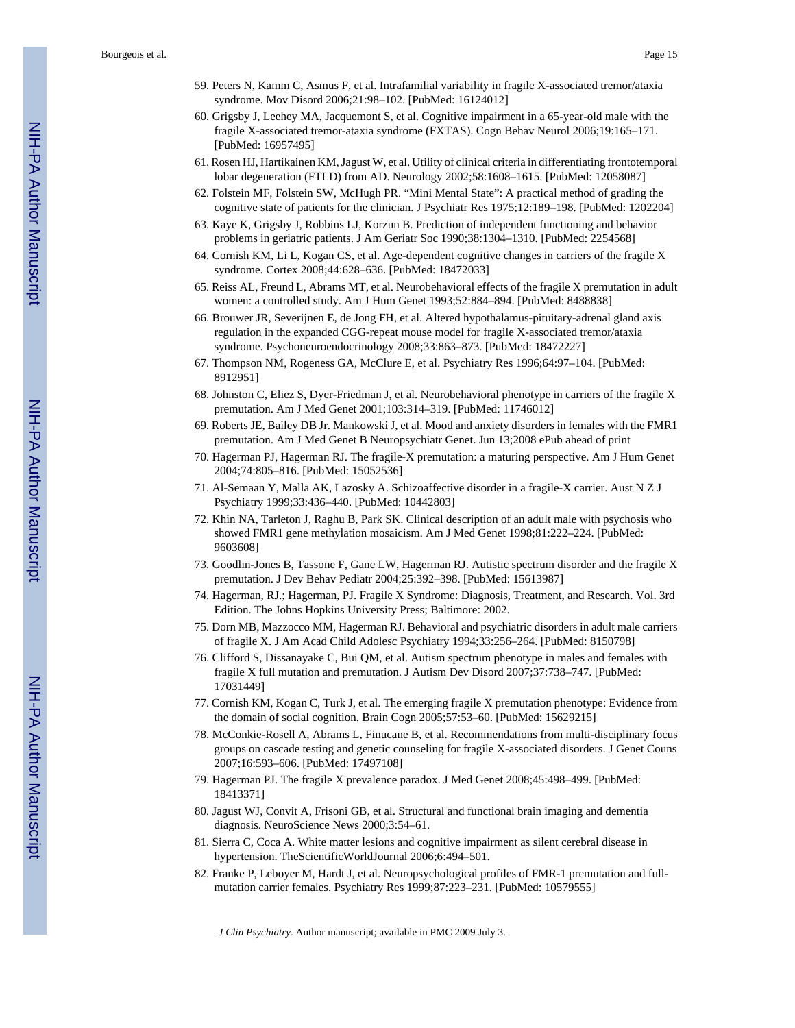59. Peters N, Kamm C, Asmus F, et al. Intrafamilial variability in fragile X-associated tremor/ataxia syndrome. Mov Disord 2006;21:98–102. [PubMed: 16124012]
60. Grigsby J, Leehey MA, Jacquemont S, et al. Cognitive impairment in a 65-year-old male with the fragile X-associated tremor-ataxia syndrome (FXTAS). Cogn Behav Neurol 2006;19:165–171. [PubMed: 16957495]
61. Rosen HJ, Hartikainen KM, Jagust W, et al. Utility of clinical criteria in differentiating frontotemporal lobar degeneration (FTLD) from AD. Neurology 2002;58:1608–1615. [PubMed: 12058087]
62. Folstein MF, Folstein SW, McHugh PR. "Mini Mental State": A practical method of grading the cognitive state of patients for the clinician. J Psychiatr Res 1975;12:189–198. [PubMed: 1202204]
63. Kaye K, Grigsby J, Robbins LJ, Korzun B. Prediction of independent functioning and behavior problems in geriatric patients. J Am Geriatr Soc 1990;38:1304–1310. [PubMed: 2254568]
64. Cornish KM, Li L, Kogan CS, et al. Age-dependent cognitive changes in carriers of the fragile X syndrome. Cortex 2008;44:628–636. [PubMed: 18472033]
65. Reiss AL, Freund L, Abrams MT, et al. Neurobehavioral effects of the fragile X premutation in adult women: a controlled study. Am J Hum Genet 1993;52:884–894. [PubMed: 8488838]
66. Brouwer JR, Severijnen E, de Jong FH, et al. Altered hypothalamus-pituitary-adrenal gland axis regulation in the expanded CGG-repeat mouse model for fragile X-associated tremor/ataxia syndrome. Psychoneuroendocrinology 2008;33:863–873. [PubMed: 18472227]
67. Thompson NM, Rogeness GA, McClure E, et al. Psychiatry Res 1996;64:97–104. [PubMed: 8912951]
68. Johnston C, Eliez S, Dyer-Friedman J, et al. Neurobehavioral phenotype in carriers of the fragile X premutation. Am J Med Genet 2001;103:314–319. [PubMed: 11746012]
69. Roberts JE, Bailey DB Jr. Mankowski J, et al. Mood and anxiety disorders in females with the FMR1 premutation. Am J Med Genet B Neuropsychiatr Genet. Jun 13;2008 ePub ahead of print
70. Hagerman PJ, Hagerman RJ. The fragile-X premutation: a maturing perspective. Am J Hum Genet 2004;74:805–816. [PubMed: 15052536]
71. Al-Semaan Y, Malla AK, Lazosky A. Schizoaffective disorder in a fragile-X carrier. Aust N Z J Psychiatry 1999;33:436–440. [PubMed: 10442803]
72. Khin NA, Tarleton J, Raghu B, Park SK. Clinical description of an adult male with psychosis who showed FMR1 gene methylation mosaicism. Am J Med Genet 1998;81:222–224. [PubMed: 9603608]
73. Goodlin-Jones B, Tassone F, Gane LW, Hagerman RJ. Autistic spectrum disorder and the fragile X premutation. J Dev Behav Pediatr 2004;25:392–398. [PubMed: 15613987]
74. Hagerman, RJ.; Hagerman, PJ. Fragile X Syndrome: Diagnosis, Treatment, and Research. Vol. 3rd Edition. The Johns Hopkins University Press; Baltimore: 2002.
75. Dorn MB, Mazzocco MM, Hagerman RJ. Behavioral and psychiatric disorders in adult male carriers of fragile X. J Am Acad Child Adolesc Psychiatry 1994;33:256–264. [PubMed: 8150798]
76. Clifford S, Dissanayake C, Bui QM, et al. Autism spectrum phenotype in males and females with fragile X full mutation and premutation. J Autism Dev Disord 2007;37:738–747. [PubMed: 17031449]
77. Cornish KM, Kogan C, Turk J, et al. The emerging fragile X premutation phenotype: Evidence from the domain of social cognition. Brain Cogn 2005;57:53–60. [PubMed: 15629215]
78. McConkie-Rosell A, Abrams L, Finucane B, et al. Recommendations from multi-disciplinary focus groups on cascade testing and genetic counseling for fragile X-associated disorders. J Genet Couns 2007;16:593–606. [PubMed: 17497108]
79. Hagerman PJ. The fragile X prevalence paradox. J Med Genet 2008;45:498–499. [PubMed: 18413371]
80. Jagust WJ, Convit A, Frisoni GB, et al. Structural and functional brain imaging and dementia diagnosis. NeuroScience News 2000;3:54–61.
81. Sierra C, Coca A. White matter lesions and cognitive impairment as silent cerebral disease in hypertension. TheScientificWorldJournal 2006;6:494–501.
82. Franke P, Leboyer M, Hardt J, et al. Neuropsychological profiles of FMR-1 premutation and full-mutation carrier females. Psychiatry Res 1999;87:223–231. [PubMed: 10579555]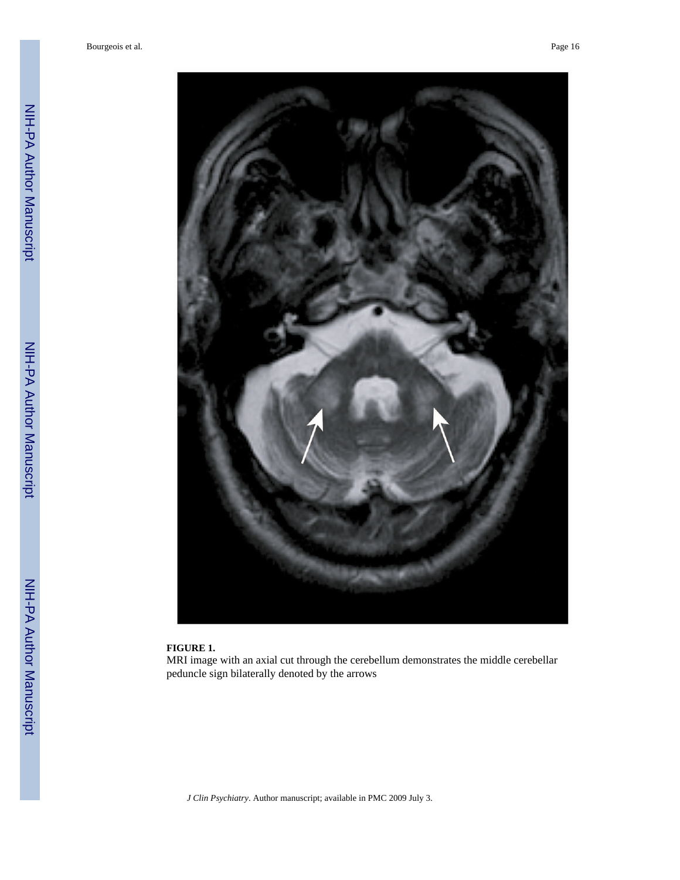**FIGURE 1.**

MRI image with an axial cut through the cerebellum demonstrates the middle cerebellar peduncle sign bilaterally denoted by the arrows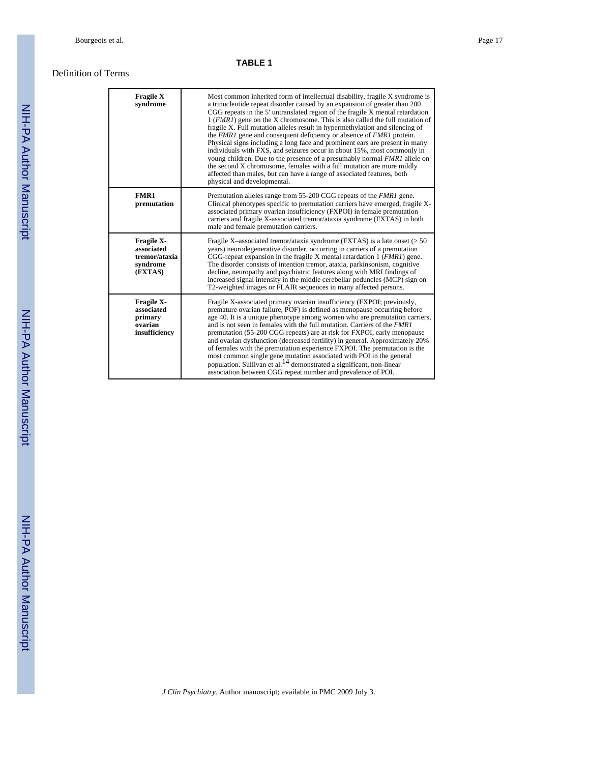## TABLE 1

Definition of Terms

| | |
|---|---|
| **Fragile X syndrome** | Most common inherited form of intellectual disability, fragile X syndrome is a trinucleotide repeat disorder caused by an expansion of greater than 200 CGG repeats in the 5′ untranslated region of the fragile X mental retardation 1 (*FMR1*) gene on the X chromosome. This is also called the full mutation of fragile X. Full mutation alleles result in hypermethylation and silencing of the *FMR1* gene and consequent deficiency or absence of *FMR1* protein. Physical signs including a long face and prominent ears are present in many individuals with FXS, and seizures occur in about 15%, most commonly in young children. Due to the presence of a presumably normal *FMR1* allele on the second X chromosome, females with a full mutation are more mildly affected than males, but can have a range of associated features, both physical and developmental. |
| **FMR1 premutation** | Premutation alleles range from 55-200 CGG repeats of the *FMR1* gene. Clinical phenotypes specific to premutation carriers have emerged, fragile X-associated primary ovarian insufficiency (FXPOI) in female premutation carriers and fragile X-associated tremor/ataxia syndrome (FXTAS) in both male and female premutation carriers. |
| **Fragile X-associated tremor/ataxia syndrome (FXTAS)** | Fragile X–associated tremor/ataxia syndrome (FXTAS) is a late onset (> 50 years) neurodegenerative disorder, occurring in carriers of a premutation CGG-repeat expansion in the fragile X mental retardation 1 (*FMR1*) gene. The disorder consists of intention tremor, ataxia, parkinsonism, cognitive decline, neuropathy and psychiatric features along with MRI findings of increased signal intensity in the middle cerebellar peduncles (MCP) sign on T2-weighted images or FLAIR sequences in many affected persons. |
| **Fragile X-associated primary ovarian insufficiency** | Fragile X-associated primary ovarian insufficiency (FXPOI; previously, premature ovarian failure, POF) is defined as menopause occurring before age 40. It is a unique phenotype among women who are premutation carriers, and is not seen in females with the full mutation. Carriers of the *FMR1* premutation (55-200 CGG repeats) are at risk for FXPOI, early menopause and ovarian dysfunction (decreased fertility) in general. Approximately 20% of females with the premutation experience FXPOI. The premutation is the most common single gene mutation associated with POI in the general population. Sullivan et al.[14] demonstrated a significant, non-linear association between CGG repeat number and prevalence of POI. |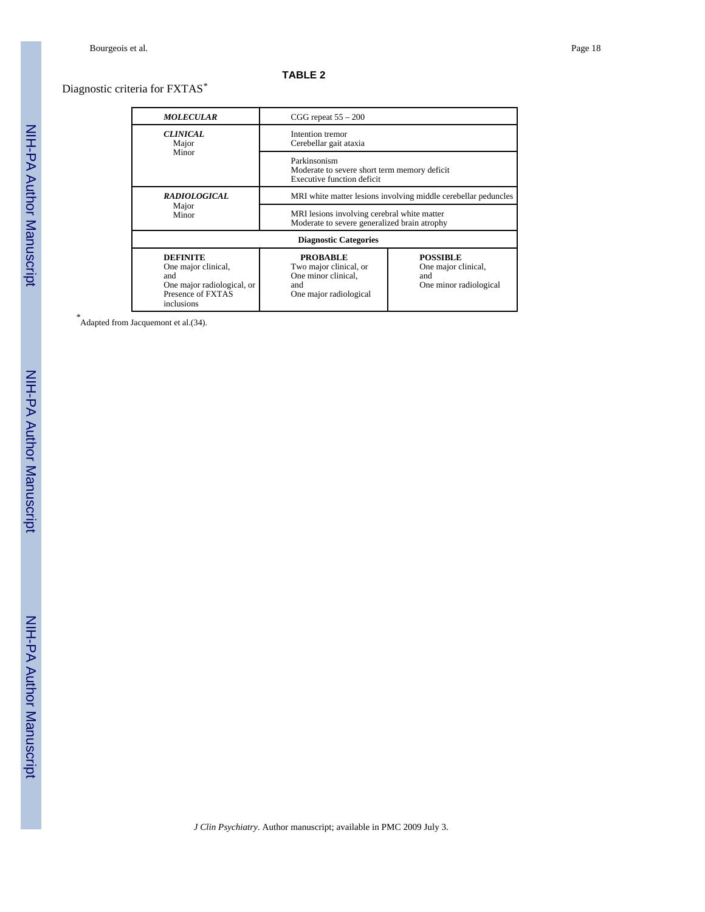## TABLE 2

Diagnostic criteria for FXTAS[*]

| | | |
|---|---|---|
| ***MOLECULAR*** | CGG repeat 55 – 200 | |
| ***CLINICAL*** Major | Intention tremor<br>Cerebellar gait ataxia | |
| Minor | Parkinsonism<br>Moderate to severe short term memory deficit<br>Executive function deficit | |
| ***RADIOLOGICAL*** Major | MRI white matter lesions involving middle cerebellar peduncles | |
| Minor | MRI lesions involving cerebral white matter<br>Moderate to severe generalized brain atrophy | |
| **Diagnostic Categories** | | |
| **DEFINITE**<br>One major clinical,<br>and<br>One major radiological, or<br>Presence of FXTAS inclusions | **PROBABLE**<br>Two major clinical, or<br>One minor clinical,<br>and<br>One major radiological | **POSSIBLE**<br>One major clinical,<br>and<br>One minor radiological |

[*]Adapted from Jacquemont et al.(34).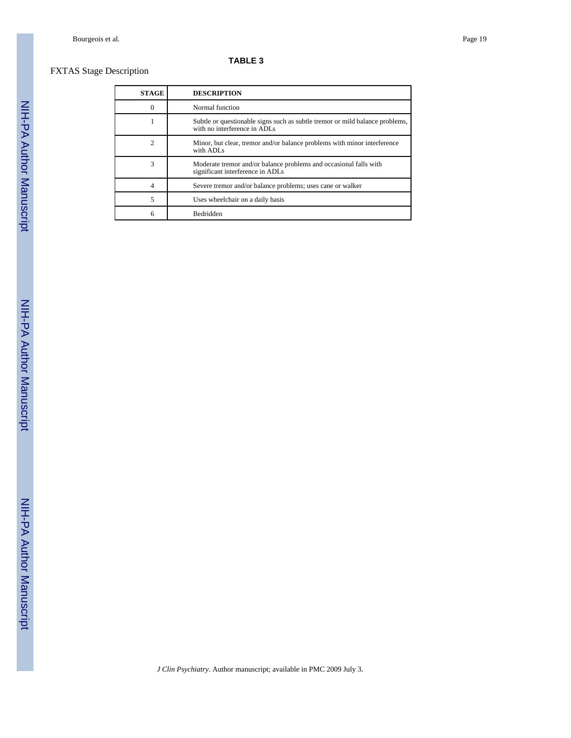## TABLE 3

FXTAS Stage Description

| STAGE | DESCRIPTION |
| --- | --- |
| 0 | Normal function |
| 1 | Subtle or questionable signs such as subtle tremor or mild balance problems, with no interference in ADLs |
| 2 | Minor, but clear, tremor and/or balance problems with minor interference with ADLs |
| 3 | Moderate tremor and/or balance problems and occasional falls with significant interference in ADLs |
| 4 | Severe tremor and/or balance problems; uses cane or walker |
| 5 | Uses wheelchair on a daily basis |
| 6 | Bedridden |